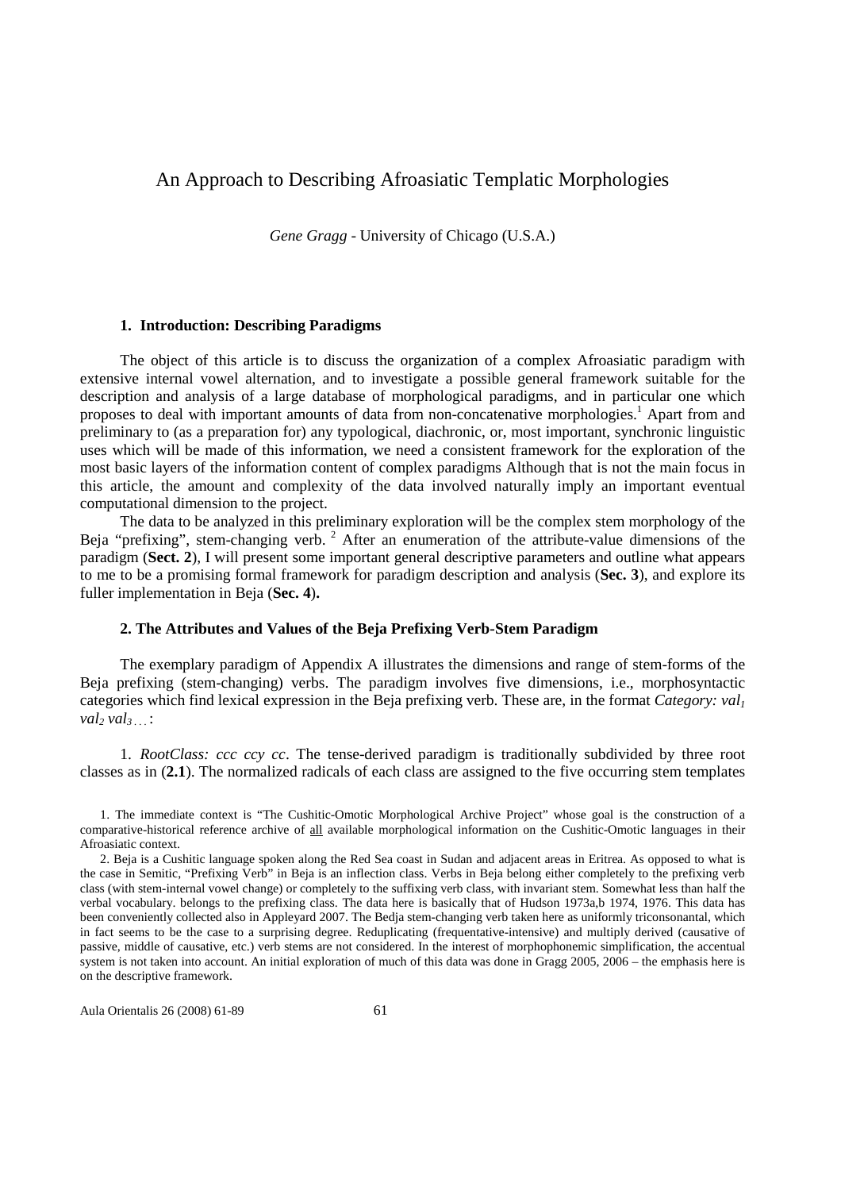# An Approach to Describing Afroasiatic Templatic Morphologies

*Gene Gragg* - University of Chicago (U.S.A.)

## 1. Introduction: Describing Paradigms

The object of this article is to discuss the organization of a complex Afroasiatic paradigm with extensive internal vowel alternation, and to investigate a possible general framework suitable for the description and analysis of a large database of morphological paradigms, and in particular one which proposes to deal with important amounts of data from non-concatenative morphologies.[1] Apart from and preliminary to (as a preparation for) any typological, diachronic, or, most important, synchronic linguistic uses which will be made of this information, we need a consistent framework for the exploration of the most basic layers of the information content of complex paradigms Although that is not the main focus in this article, the amount and complexity of the data involved naturally imply an important eventual computational dimension to the project.

The data to be analyzed in this preliminary exploration will be the complex stem morphology of the Beja "prefixing", stem-changing verb. [2] After an enumeration of the attribute-value dimensions of the paradigm (**Sect. 2**), I will present some important general descriptive parameters and outline what appears to me to be a promising formal framework for paradigm description and analysis (**Sec. 3**), and explore its fuller implementation in Beja (**Sec. 4**).

## 2. The Attributes and Values of the Beja Prefixing Verb-Stem Paradigm

The exemplary paradigm of Appendix A illustrates the dimensions and range of stem-forms of the Beja prefixing (stem-changing) verbs. The paradigm involves five dimensions, i.e., morphosyntactic categories which find lexical expression in the Beja prefixing verb. These are, in the format *Category:* $val_1$ $val_2$ $val_{3...}$:

1. *RootClass: ccc ccy cc*. The tense-derived paradigm is traditionally subdivided by three root classes as in (**2.1**). The normalized radicals of each class are assigned to the five occurring stem templates

1. The immediate context is "The Cushitic-Omotic Morphological Archive Project" whose goal is the construction of a comparative-historical reference archive of all available morphological information on the Cushitic-Omotic languages in their Afroasiatic context.

2. Beja is a Cushitic language spoken along the Red Sea coast in Sudan and adjacent areas in Eritrea. As opposed to what is the case in Semitic, "Prefixing Verb" in Beja is an inflection class. Verbs in Beja belong either completely to the prefixing verb class (with stem-internal vowel change) or completely to the suffixing verb class, with invariant stem. Somewhat less than half the verbal vocabulary. belongs to the prefixing class. The data here is basically that of Hudson 1973a,b 1974, 1976. This data has been conveniently collected also in Appleyard 2007. The Bedja stem-changing verb taken here as uniformly triconsonantal, which in fact seems to be the case to a surprising degree. Reduplicating (frequentative-intensive) and multiply derived (causative of passive, middle of causative, etc.) verb stems are not considered. In the interest of morphophonemic simplification, the accentual system is not taken into account. An initial exploration of much of this data was done in Gragg 2005, 2006 – the emphasis here is on the descriptive framework.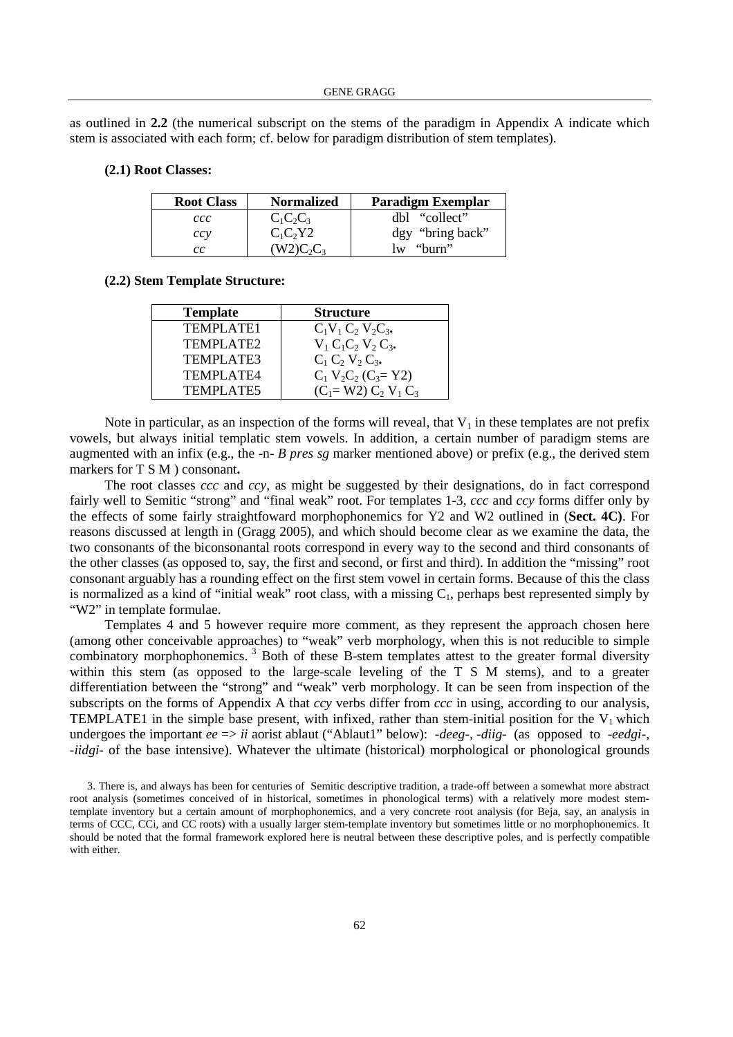as outlined in **2.2** (the numerical subscript on the stems of the paradigm in Appendix A indicate which stem is associated with each form; cf. below for paradigm distribution of stem templates).

#### (2.1) Root Classes:

| Root Class | Normalized | Paradigm Exemplar |
|---|---|---|
| *ccc* | $C_1C_2C_3$ | dbl "collect" |
| *ccy* | $C_1C_2Y2$ | dgy "bring back" |
| *cc* | $(W2)C_2C_3$ | lw "burn" |

#### (2.2) Stem Template Structure:

| Template | Structure |
|---|---|
| TEMPLATE1 | $C_1V_1\ C_2\ V_2C_3$. |
| TEMPLATE2 | $V_1\ C_1C_2\ V_2\ C_3$. |
| TEMPLATE3 | $C_1\ C_2\ V_2\ C_3$. |
| TEMPLATE4 | $C_1\ V_2C_2\ (C_3{=}\ Y2)$ |
| TEMPLATE5 | $(C_1{=}\ W2)\ C_2\ V_1\ C_3$ |

Note in particular, as an inspection of the forms will reveal, that $V_1$ in these templates are not prefix vowels, but always initial templatic stem vowels. In addition, a certain number of paradigm stems are augmented with an infix (e.g., the -n- *B pres sg* marker mentioned above) or prefix (e.g., the derived stem markers for T S M ) consonant**.**

The root classes *ccc* and *ccy*, as might be suggested by their designations, do in fact correspond fairly well to Semitic "strong" and "final weak" root. For templates 1-3, *ccc* and *ccy* forms differ only by the effects of some fairly straightfoward morphophonemics for Y2 and W2 outlined in (**Sect. 4C**). For reasons discussed at length in (Gragg 2005), and which should become clear as we examine the data, the two consonants of the biconsonantal roots correspond in every way to the second and third consonants of the other classes (as opposed to, say, the first and second, or first and third). In addition the "missing" root consonant arguably has a rounding effect on the first stem vowel in certain forms. Because of this the class is normalized as a kind of "initial weak" root class, with a missing $C_1$, perhaps best represented simply by "W2" in template formulae.

Templates 4 and 5 however require more comment, as they represent the approach chosen here (among other conceivable approaches) to "weak" verb morphology, when this is not reducible to simple combinatory morphophonemics. [3] Both of these B-stem templates attest to the greater formal diversity within this stem (as opposed to the large-scale leveling of the T S M stems), and to a greater differentiation between the "strong" and "weak" verb morphology. It can be seen from inspection of the subscripts on the forms of Appendix A that *ccy* verbs differ from *ccc* in using, according to our analysis, TEMPLATE1 in the simple base present, with infixed, rather than stem-initial position for the $V_1$ which undergoes the important *ee* => *ii* aorist ablaut ("Ablaut1" below): *-deeg-*, *-diig-* (as opposed to *-eedgi-*, *-iidgi-* of the base intensive). Whatever the ultimate (historical) morphological or phonological grounds

3. There is, and always has been for centuries of Semitic descriptive tradition, a trade-off between a somewhat more abstract root analysis (sometimes conceived of in historical, sometimes in phonological terms) with a relatively more modest stem-template inventory but a certain amount of morphophonemics, and a very concrete root analysis (for Beja, say, an analysis in terms of CCC, CCi, and CC roots) with a usually larger stem-template inventory but sometimes little or no morphophonemics. It should be noted that the formal framework explored here is neutral between these descriptive poles, and is perfectly compatible with either.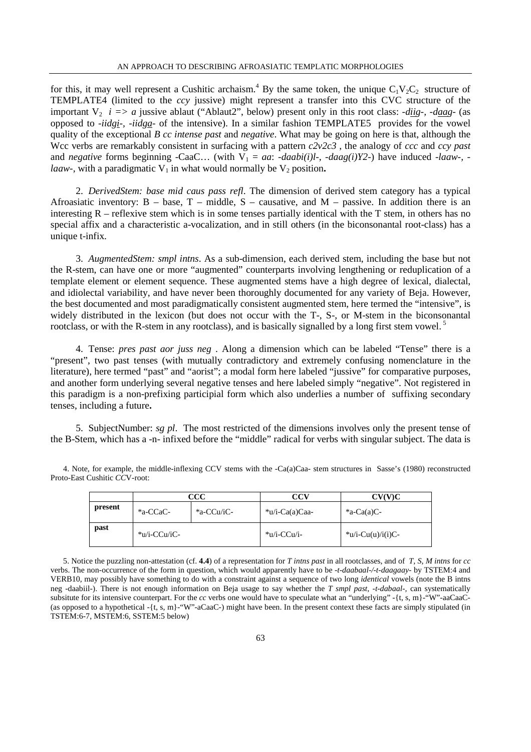for this, it may well represent a Cushitic archaism.[4] By the same token, the unique $C_1V_2C_2$ structure of TEMPLATE4 (limited to the *ccy* jussive) might represent a transfer into this CVC structure of the important $V_2$ *i => a* jussive ablaut ("Ablaut2", below) present only in this root class: *-d<u>ii</u>g-*, *-d<u>aa</u>g-* (as opposed to *-iidg<u>i</u>-*, *-iidg<u>a</u>-* of the intensive). In a similar fashion TEMPLATE5 provides for the vowel quality of the exceptional *B cc intense past* and *negative*. What may be going on here is that, although the Wcc verbs are remarkably consistent in surfacing with a pattern *c2v2c3* , the analogy of *ccc* and *ccy past* and *negative* forms beginning -CaaC… (with $V_1$ = *aa*: *-daabi(i)l-*, *-daag(i)Y2-*) have induced *-laaw-*, *-laaw-*, with a paradigmatic $V_1$ in what would normally be $V_2$ position**.**

2. *DerivedStem: base mid caus pass refl*. The dimension of derived stem category has a typical Afroasiatic inventory: B – base, T – middle, S – causative, and M – passive. In addition there is an interesting R – reflexive stem which is in some tenses partially identical with the T stem, in others has no special affix and a characteristic a-vocalization, and in still others (in the biconsonantal root-class) has a unique t-infix.

3. *AugmentedStem: smpl intns*. As a sub-dimension, each derived stem, including the base but not the R-stem, can have one or more "augmented" counterparts involving lengthening or reduplication of a template element or element sequence. These augmented stems have a high degree of lexical, dialectal, and idiolectal variability, and have never been thoroughly documented for any variety of Beja. However, the best documented and most paradigmatically consistent augmented stem, here termed the "intensive", is widely distributed in the lexicon (but does not occur with the T-, S-, or M-stem in the biconsonantal rootclass, or with the R-stem in any rootclass), and is basically signalled by a long first stem vowel.[5]

4. Tense: *pres past aor juss neg* . Along a dimension which can be labeled "Tense" there is a "present", two past tenses (with mutually contradictory and extremely confusing nomenclature in the literature), here termed "past" and "aorist"; a modal form here labeled "jussive" for comparative purposes, and another form underlying several negative tenses and here labeled simply "negative". Not registered in this paradigm is a non-prefixing participial form which also underlies a number of suffixing secondary tenses, including a future**.**

5. SubjectNumber: *sg pl*. The most restricted of the dimensions involves only the present tense of the B-Stem, which has a -n- infixed before the "middle" radical for verbs with singular subject. The data is

---

4. Note, for example, the middle-inflexing CCV stems with the -Ca(a)Caa- stem structures in Sasse's (1980) reconstructed Proto-East Cushitic *CCV*-root:

| | CCC | | CCV | CV(V)C |
|---|---|---|---|---|
| **present** | *a-CCaC- | *a-CCu/iC- | *u/i-Ca(a)Caa- | *a-Ca(a)C- |
| **past** | *u/i-CCu/iC- | | *u/i-CCu/i- | *u/i-Cu(u)/i(i)C- |

5. Notice the puzzling non-attestation (cf. **4.4**) of a representation for *T intns past* in all rootclasses, and of *T, S, M intns* for *cc* verbs. The non-occurrence of the form in question, which would apparently have to be *-t-daabaal-/-t-daagaay-* by TSTEM:4 and VERB10, may possibly have something to do with a constraint against a sequence of two long *identical* vowels (note the B intns neg -daabiil-). There is not enough information on Beja usage to say whether the *T smpl past*, *-t-dabaal-*, can systematically subsitute for its intensive counterpart. For the *cc* verbs one would have to speculate what an "underlying" -{t, s, m}-"W"-aaCaC- (as opposed to a hypothetical -{t, s, m}-"W"-aCaaC-) might have been. In the present context these facts are simply stipulated (in TSTEM:6-7, MSTEM:6, SSTEM:5 below)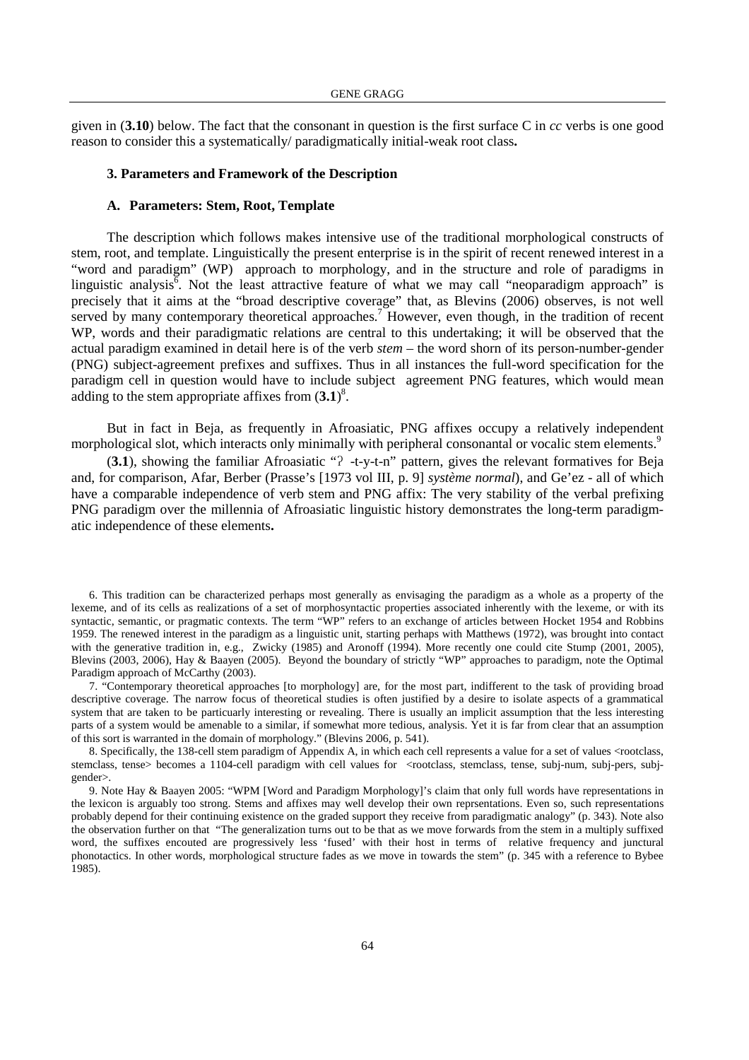given in (**3.10**) below. The fact that the consonant in question is the first surface C in *cc* verbs is one good reason to consider this a systematically/ paradigmatically initial-weak root class**.**

### 3. Parameters and Framework of the Description

#### A. Parameters: Stem, Root, Template

The description which follows makes intensive use of the traditional morphological constructs of stem, root, and template. Linguistically the present enterprise is in the spirit of recent renewed interest in a "word and paradigm" (WP) approach to morphology, and in the structure and role of paradigms in linguistic analysis[6]. Not the least attractive feature of what we may call "neoparadigm approach" is precisely that it aims at the "broad descriptive coverage" that, as Blevins (2006) observes, is not well served by many contemporary theoretical approaches.[7] However, even though, in the tradition of recent WP, words and their paradigmatic relations are central to this undertaking; it will be observed that the actual paradigm examined in detail here is of the verb *stem* – the word shorn of its person-number-gender (PNG) subject-agreement prefixes and suffixes. Thus in all instances the full-word specification for the paradigm cell in question would have to include subject agreement PNG features, which would mean adding to the stem appropriate affixes from (**3.1**)[8].

But in fact in Beja, as frequently in Afroasiatic, PNG affixes occupy a relatively independent morphological slot, which interacts only minimally with peripheral consonantal or vocalic stem elements.[9]

(**3.1**), showing the familiar Afroasiatic "ʔ -t-y-t-n" pattern, gives the relevant formatives for Beja and, for comparison, Afar, Berber (Prasse's [1973 vol III, p. 9] *système normal*), and Ge'ez - all of which have a comparable independence of verb stem and PNG affix: The very stability of the verbal prefixing PNG paradigm over the millennia of Afroasiatic linguistic history demonstrates the long-term paradigmatic independence of these elements**.**

6. This tradition can be characterized perhaps most generally as envisaging the paradigm as a whole as a property of the lexeme, and of its cells as realizations of a set of morphosyntactic properties associated inherently with the lexeme, or with its syntactic, semantic, or pragmatic contexts. The term "WP" refers to an exchange of articles between Hocket 1954 and Robbins 1959. The renewed interest in the paradigm as a linguistic unit, starting perhaps with Matthews (1972), was brought into contact with the generative tradition in, e.g., Zwicky (1985) and Aronoff (1994). More recently one could cite Stump (2001, 2005), Blevins (2003, 2006), Hay & Baayen (2005). Beyond the boundary of strictly "WP" approaches to paradigm, note the Optimal Paradigm approach of McCarthy (2003).

7. "Contemporary theoretical approaches [to morphology] are, for the most part, indifferent to the task of providing broad descriptive coverage. The narrow focus of theoretical studies is often justified by a desire to isolate aspects of a grammatical system that are taken to be particuarly interesting or revealing. There is usually an implicit assumption that the less interesting parts of a system would be amenable to a similar, if somewhat more tedious, analysis. Yet it is far from clear that an assumption of this sort is warranted in the domain of morphology." (Blevins 2006, p. 541).

8. Specifically, the 138-cell stem paradigm of Appendix A, in which each cell represents a value for a set of values <rootclass, stemclass, tense> becomes a 1104-cell paradigm with cell values for <rootclass, stemclass, tense, subj-num, subj-pers, subj-gender>.

9. Note Hay & Baayen 2005: "WPM [Word and Paradigm Morphology]'s claim that only full words have representations in the lexicon is arguably too strong. Stems and affixes may well develop their own reprsentations. Even so, such representations probably depend for their continuing existence on the graded support they receive from paradigmatic analogy" (p. 343). Note also the observation further on that "The generalization turns out to be that as we move forwards from the stem in a multiply suffixed word, the suffixes encouted are progressively less 'fused' with their host in terms of relative frequency and junctural phonotactics. In other words, morphological structure fades as we move in towards the stem" (p. 345 with a reference to Bybee 1985).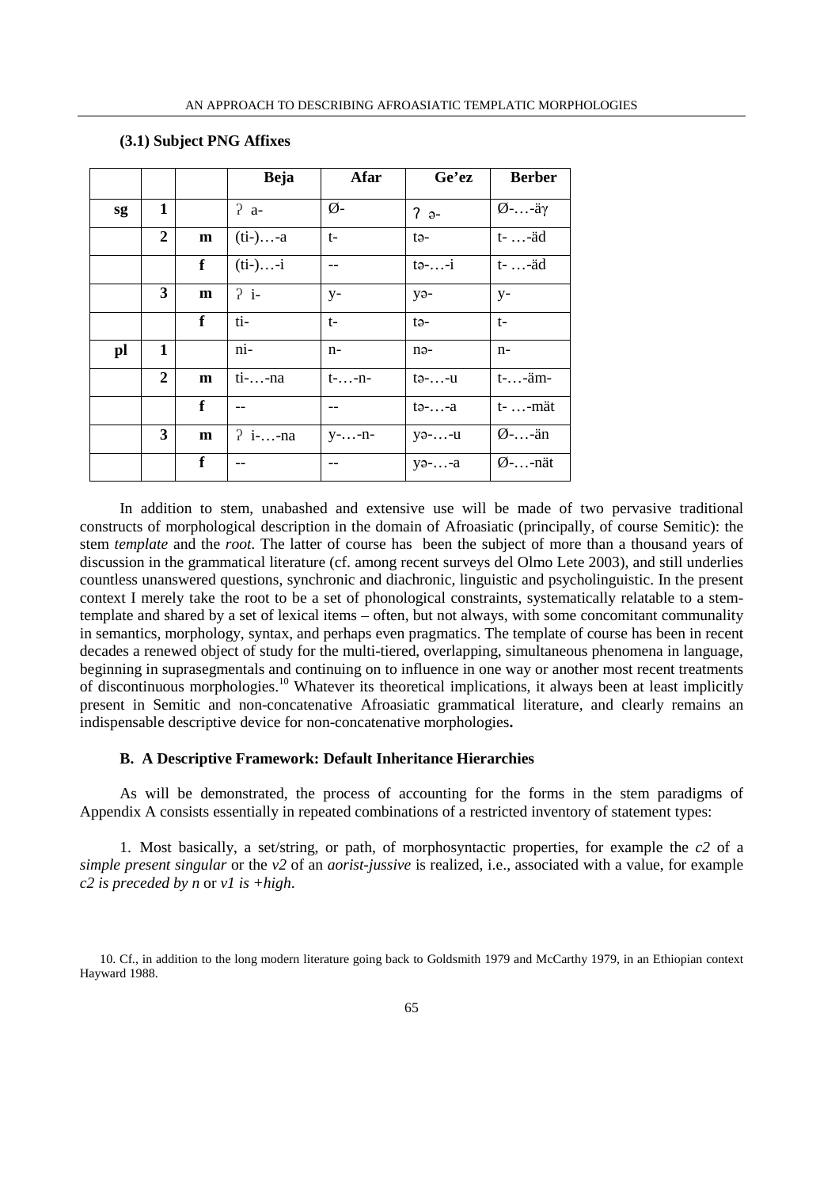**(3.1) Subject PNG Affixes**

| | | | Beja | Afar | Ge'ez | Berber |
|---|---|---|---|---|---|---|
| sg | 1 | | ʔ a- | Ø- | ʔ ə- | Ø-…-äγ |
| | 2 | m | (ti-)…-a | t- | tə- | t- …-äd |
| | | f | (ti-)…-i | -- | tə-…-i | t- …-äd |
| | 3 | m | ʔ i- | y- | yə- | y- |
| | | f | ti- | t- | tə- | t- |
| pl | 1 | | ni- | n- | nə- | n- |
| | 2 | m | ti-…-na | t-…-n- | tə-…-u | t-…-äm- |
| | | f | -- | -- | tə-…-a | t- …-mät |
| | 3 | m | ʔ i-…-na | y-…-n- | yə-…-u | Ø-…-än |
| | | f | -- | -- | yə-…-a | Ø-…-nät |

In addition to stem, unabashed and extensive use will be made of two pervasive traditional constructs of morphological description in the domain of Afroasiatic (principally, of course Semitic): the stem *template* and the *root*. The latter of course has been the subject of more than a thousand years of discussion in the grammatical literature (cf. among recent surveys del Olmo Lete 2003), and still underlies countless unanswered questions, synchronic and diachronic, linguistic and psycholinguistic. In the present context I merely take the root to be a set of phonological constraints, systematically relatable to a stem-template and shared by a set of lexical items – often, but not always, with some concomitant communality in semantics, morphology, syntax, and perhaps even pragmatics. The template of course has been in recent decades a renewed object of study for the multi-tiered, overlapping, simultaneous phenomena in language, beginning in suprasegmentals and continuing on to influence in one way or another most recent treatments of discontinuous morphologies.[10] Whatever its theoretical implications, it always been at least implicitly present in Semitic and non-concatenative Afroasiatic grammatical literature, and clearly remains an indispensable descriptive device for non-concatenative morphologies**.**

### B. A Descriptive Framework: Default Inheritance Hierarchies

As will be demonstrated, the process of accounting for the forms in the stem paradigms of Appendix A consists essentially in repeated combinations of a restricted inventory of statement types:

1. Most basically, a set/string, or path, of morphosyntactic properties, for example the *c2* of a *simple present singular* or the *v2* of an *aorist-jussive* is realized, i.e., associated with a value, for example *c2 is preceded by n* or *v1 is +high*.

10. Cf., in addition to the long modern literature going back to Goldsmith 1979 and McCarthy 1979, in an Ethiopian context Hayward 1988.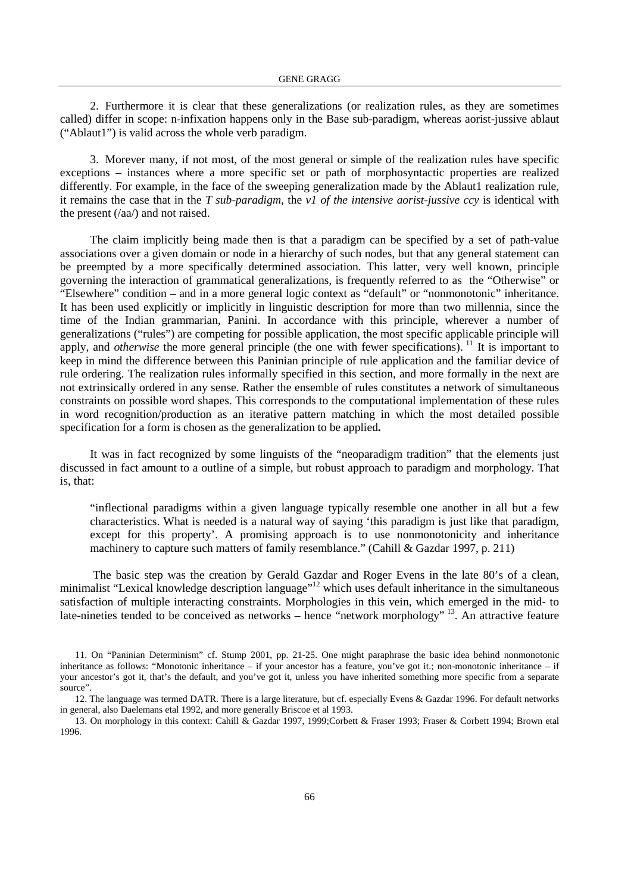2. Furthermore it is clear that these generalizations (or realization rules, as they are sometimes called) differ in scope: n-infixation happens only in the Base sub-paradigm, whereas aorist-jussive ablaut ("Ablaut1") is valid across the whole verb paradigm.

3. Morever many, if not most, of the most general or simple of the realization rules have specific exceptions – instances where a more specific set or path of morphosyntactic properties are realized differently. For example, in the face of the sweeping generalization made by the Ablaut1 realization rule, it remains the case that in the *T sub-paradigm*, the *v1 of the intensive aorist-jussive ccy* is identical with the present (/aa/) and not raised.

The claim implicitly being made then is that a paradigm can be specified by a set of path-value associations over a given domain or node in a hierarchy of such nodes, but that any general statement can be preempted by a more specifically determined association. This latter, very well known, principle governing the interaction of grammatical generalizations, is frequently referred to as the "Otherwise" or "Elsewhere" condition – and in a more general logic context as "default" or "nonmonotonic" inheritance. It has been used explicitly or implicitly in linguistic description for more than two millennia, since the time of the Indian grammarian, Panini. In accordance with this principle, wherever a number of generalizations ("rules") are competing for possible application, the most specific applicable principle will apply, and *otherwise* the more general principle (the one with fewer specifications). [11] It is important to keep in mind the difference between this Paninian principle of rule application and the familiar device of rule ordering. The realization rules informally specified in this section, and more formally in the next are not extrinsically ordered in any sense. Rather the ensemble of rules constitutes a network of simultaneous constraints on possible word shapes. This corresponds to the computational implementation of these rules in word recognition/production as an iterative pattern matching in which the most detailed possible specification for a form is chosen as the generalization to be applied**.**

It was in fact recognized by some linguists of the "neoparadigm tradition" that the elements just discussed in fact amount to a outline of a simple, but robust approach to paradigm and morphology. That is, that:

> "inflectional paradigms within a given language typically resemble one another in all but a few characteristics. What is needed is a natural way of saying 'this paradigm is just like that paradigm, except for this property'. A promising approach is to use nonmonotonicity and inheritance machinery to capture such matters of family resemblance." (Cahill & Gazdar 1997, p. 211)

The basic step was the creation by Gerald Gazdar and Roger Evens in the late 80's of a clean, minimalist "Lexical knowledge description language"[12] which uses default inheritance in the simultaneous satisfaction of multiple interacting constraints. Morphologies in this vein, which emerged in the mid- to late-nineties tended to be conceived as networks – hence "network morphology" [13]. An attractive feature

11. On "Paninian Determinism" cf. Stump 2001, pp. 21-25. One might paraphrase the basic idea behind nonmonotonic inheritance as follows: "Monotonic inheritance – if your ancestor has a feature, you've got it.; non-monotonic inheritance – if your ancestor's got it, that's the default, and you've got it, unless you have inherited something more specific from a separate source".

12. The language was termed DATR. There is a large literature, but cf. especially Evens & Gazdar 1996. For default networks in general, also Daelemans etal 1992, and more generally Briscoe et al 1993.

13. On morphology in this context: Cahill & Gazdar 1997, 1999;Corbett & Fraser 1993; Fraser & Corbett 1994; Brown etal 1996.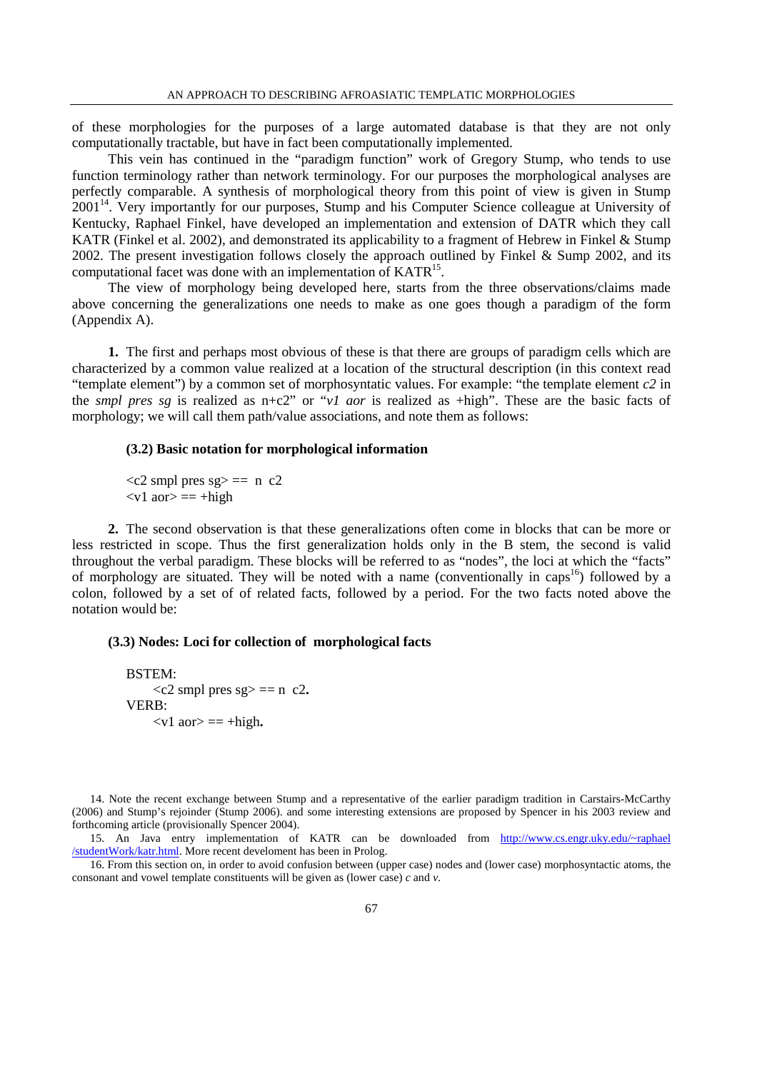of these morphologies for the purposes of a large automated database is that they are not only computationally tractable, but have in fact been computationally implemented.

This vein has continued in the "paradigm function" work of Gregory Stump, who tends to use function terminology rather than network terminology. For our purposes the morphological analyses are perfectly comparable. A synthesis of morphological theory from this point of view is given in Stump 2001[14]. Very importantly for our purposes, Stump and his Computer Science colleague at University of Kentucky, Raphael Finkel, have developed an implementation and extension of DATR which they call KATR (Finkel et al. 2002), and demonstrated its applicability to a fragment of Hebrew in Finkel & Stump 2002. The present investigation follows closely the approach outlined by Finkel & Sump 2002, and its computational facet was done with an implementation of KATR[15].

The view of morphology being developed here, starts from the three observations/claims made above concerning the generalizations one needs to make as one goes though a paradigm of the form (Appendix A).

**1.** The first and perhaps most obvious of these is that there are groups of paradigm cells which are characterized by a common value realized at a location of the structural description (in this context read "template element") by a common set of morphosyntactic values. For example: "the template element *c2* in the *smpl pres sg* is realized as n+c2" or "*v1 aor* is realized as +high". These are the basic facts of morphology; we will call them path/value associations, and note them as follows:

**(3.2) Basic notation for morphological information**

```
<c2 smpl pres sg> ==  n  c2
<v1 aor> == +high
```

**2.** The second observation is that these generalizations often come in blocks that can be more or less restricted in scope. Thus the first generalization holds only in the B stem, the second is valid throughout the verbal paradigm. These blocks will be referred to as "nodes", the loci at which the "facts" of morphology are situated. They will be noted with a name (conventionally in caps[16]) followed by a colon, followed by a set of of related facts, followed by a period. For the two facts noted above the notation would be:

**(3.3) Nodes: Loci for collection of morphological facts**

```
BSTEM:
    <c2 smpl pres sg> == n  c2.
VERB:
    <v1 aor> == +high.
```

14. Note the recent exchange between Stump and a representative of the earlier paradigm tradition in Carstairs-McCarthy (2006) and Stump's rejoinder (Stump 2006). and some interesting extensions are proposed by Spencer in his 2003 review and forthcoming article (provisionally Spencer 2004).

15. An Java entry implementation of KATR can be downloaded from http://www.cs.engr.uky.edu/~raphael/studentWork/katr.html. More recent develoment has been in Prolog.

16. From this section on, in order to avoid confusion between (upper case) nodes and (lower case) morphosyntactic atoms, the consonant and vowel template constituents will be given as (lower case) *c* and *v*.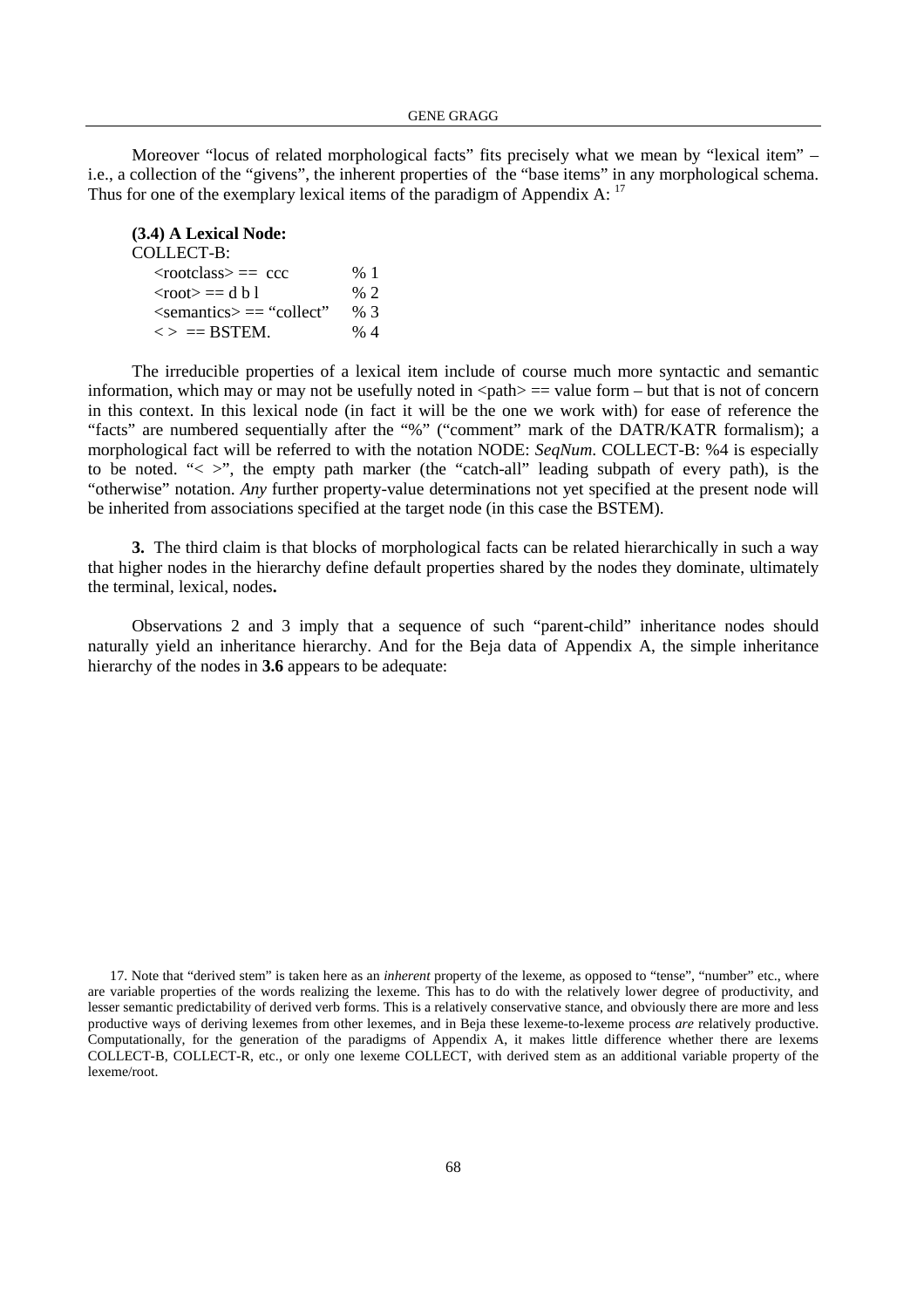Moreover "locus of related morphological facts" fits precisely what we mean by "lexical item" – i.e., a collection of the "givens", the inherent properties of the "base items" in any morphological schema. Thus for one of the exemplary lexical items of the paradigm of Appendix A: [17]

**(3.4) A Lexical Node:**

```
COLLECT-B:
   <rootclass> == ccc            % 1
   <root> == d b l               % 2
   <semantics> == "collect"      % 3
   < > == BSTEM.                 % 4
```

The irreducible properties of a lexical item include of course much more syntactic and semantic information, which may or may not be usefully noted in <path> == value form – but that is not of concern in this context. In this lexical node (in fact it will be the one we work with) for ease of reference the "facts" are numbered sequentially after the "%" ("comment" mark of the DATR/KATR formalism); a morphological fact will be referred to with the notation NODE: *SeqNum*. COLLECT-B: %4 is especially to be noted. "< >", the empty path marker (the "catch-all" leading subpath of every path), is the "otherwise" notation. *Any* further property-value determinations not yet specified at the present node will be inherited from associations specified at the target node (in this case the BSTEM).

**3.** The third claim is that blocks of morphological facts can be related hierarchically in such a way that higher nodes in the hierarchy define default properties shared by the nodes they dominate, ultimately the terminal, lexical, nodes**.**

Observations 2 and 3 imply that a sequence of such "parent-child" inheritance nodes should naturally yield an inheritance hierarchy. And for the Beja data of Appendix A, the simple inheritance hierarchy of the nodes in **3.6** appears to be adequate:

17. Note that "derived stem" is taken here as an *inherent* property of the lexeme, as opposed to "tense", "number" etc., where are variable properties of the words realizing the lexeme. This has to do with the relatively lower degree of productivity, and lesser semantic predictability of derived verb forms. This is a relatively conservative stance, and obviously there are more and less productive ways of deriving lexemes from other lexemes, and in Beja these lexeme-to-lexeme process *are* relatively productive. Computationally, for the generation of the paradigms of Appendix A, it makes little difference whether there are lexems COLLECT-B, COLLECT-R, etc., or only one lexeme COLLECT, with derived stem as an additional variable property of the lexeme/root.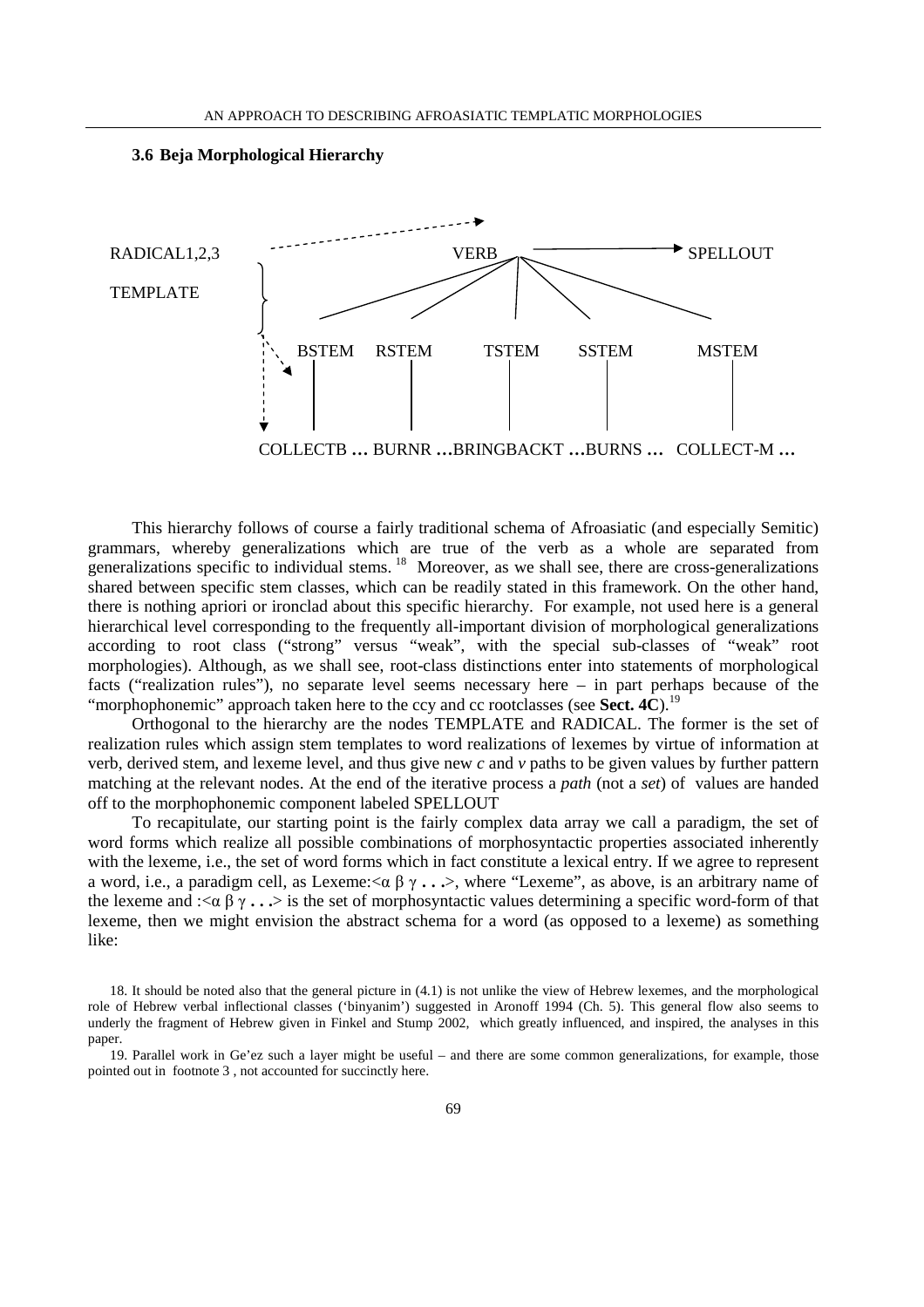### 3.6 Beja Morphological Hierarchy

```
RADICAL1,2,3     - - - - - - - - - - - - - - ->
                                         VERB ───────────────> SPELLOUT
TEMPLATE    }
                 BSTEM    RSTEM    TSTEM    SSTEM    MSTEM
                   |        |        |        |        |
            COLLECTB … BURNR …BRINGBACKT …BURNS …  COLLECT-M …
```

This hierarchy follows of course a fairly traditional schema of Afroasiatic (and especially Semitic) grammars, whereby generalizations which are true of the verb as a whole are separated from generalizations specific to individual stems. [18] Moreover, as we shall see, there are cross-generalizations shared between specific stem classes, which can be readily stated in this framework. On the other hand, there is nothing apriori or ironclad about this specific hierarchy. For example, not used here is a general hierarchical level corresponding to the frequently all-important division of morphological generalizations according to root class ("strong" versus "weak", with the special sub-classes of "weak" root morphologies). Although, as we shall see, root-class distinctions enter into statements of morphological facts ("realization rules"), no separate level seems necessary here – in part perhaps because of the "morphophonemic" approach taken here to the ccy and cc rootclasses (see **Sect. 4C**).[19]

Orthogonal to the hierarchy are the nodes TEMPLATE and RADICAL. The former is the set of realization rules which assign stem templates to word realizations of lexemes by virtue of information at verb, derived stem, and lexeme level, and thus give new *c* and *v* paths to be given values by further pattern matching at the relevant nodes. At the end of the iterative process a *path* (not a *set*) of values are handed off to the morphophonemic component labeled SPELLOUT

To recapitulate, our starting point is the fairly complex data array we call a paradigm, the set of word forms which realize all possible combinations of morphosyntactic properties associated inherently with the lexeme, i.e., the set of word forms which in fact constitute a lexical entry. If we agree to represent a word, i.e., a paradigm cell, as Lexeme:<α β γ **. . .**>, where "Lexeme", as above, is an arbitrary name of the lexeme and :<α β γ **. . .**> is the set of morphosyntactic values determining a specific word-form of that lexeme, then we might envision the abstract schema for a word (as opposed to a lexeme) as something like:

18. It should be noted also that the general picture in (4.1) is not unlike the view of Hebrew lexemes, and the morphological role of Hebrew verbal inflectional classes ('binyanim') suggested in Aronoff 1994 (Ch. 5). This general flow also seems to underly the fragment of Hebrew given in Finkel and Stump 2002, which greatly influenced, and inspired, the analyses in this paper.

19. Parallel work in Ge'ez such a layer might be useful – and there are some common generalizations, for example, those pointed out in footnote 3 , not accounted for succinctly here.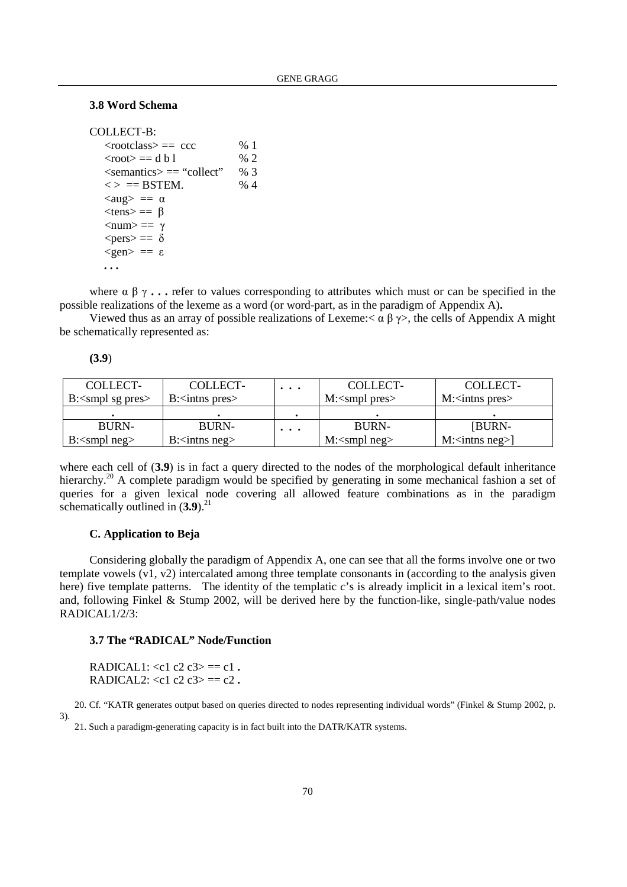### 3.8 Word Schema

```
COLLECT-B:
    <rootclass> ==  ccc            % 1
    <root> == d b l                % 2
    <semantics> == “collect”       % 3
    < >  == BSTEM.                 % 4
    <aug>  ==  α
    <tens> ==  β
    <num> ==  γ
    <pers> ==  δ
    <gen>  ==  ε
    . . .
```

where α β γ **. . .** refer to values corresponding to attributes which must or can be specified in the possible realizations of the lexeme as a word (or word-part, as in the paradigm of Appendix A)**.**

Viewed thus as an array of possible realizations of Lexeme:< α β γ>, the cells of Appendix A might be schematically represented as:

**(3.9**)

| COLLECT-B:<smpl sg pres> | COLLECT-B:<intns pres> | . . . | COLLECT-M:<smpl pres> | COLLECT-M:<intns pres> |
|---|---|---|---|---|
| . | . | . | . | . |
| BURN-B:<smpl neg> | BURN-B:<intns neg> | . . . | BURN-M:<smpl neg> | [BURN-M:<intns neg>] |

where each cell of (**3.9**) is in fact a query directed to the nodes of the morphological default inheritance hierarchy.[20] A complete paradigm would be specified by generating in some mechanical fashion a set of queries for a given lexical node covering all allowed feature combinations as in the paradigm schematically outlined in (**3.9**).[21]

### C. Application to Beja

Considering globally the paradigm of Appendix A, one can see that all the forms involve one or two template vowels (v1, v2) intercalated among three template consonants in (according to the analysis given here) five template patterns. The identity of the templatic *c*'s is already implicit in a lexical item's root. and, following Finkel & Stump 2002, will be derived here by the function-like, single-path/value nodes RADICAL1/2/3:

### 3.7 The "RADICAL" Node/Function

```
RADICAL1: <c1 c2 c3> == c1 .
RADICAL2: <c1 c2 c3> == c2 .
```

20. Cf. "KATR generates output based on queries directed to nodes representing individual words" (Finkel & Stump 2002, p. 3).

21. Such a paradigm-generating capacity is in fact built into the DATR/KATR systems.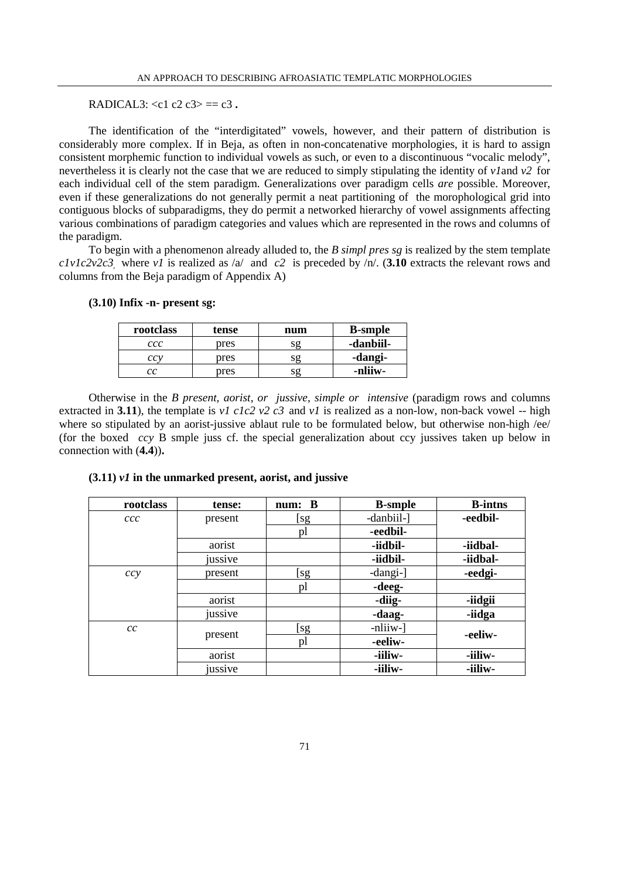RADICAL3: <c1 c2 c3> == c3 **.**

The identification of the "interdigitated" vowels, however, and their pattern of distribution is considerably more complex. If in Beja, as often in non-concatenative morphologies, it is hard to assign consistent morphemic function to individual vowels as such, or even to a discontinuous "vocalic melody", nevertheless it is clearly not the case that we are reduced to simply stipulating the identity of *v1*and *v2* for each individual cell of the stem paradigm. Generalizations over paradigm cells *are* possible. Moreover, even if these generalizations do not generally permit a neat partitioning of the morophological grid into contiguous blocks of subparadigms, they do permit a networked hierarchy of vowel assignments affecting various combinations of paradigm categories and values which are represented in the rows and columns of the paradigm.

To begin with a phenomenon already alluded to, the *B simpl pres sg* is realized by the stem template *c1v1c2v2c3*, where *v1* is realized as /a/ and *c2* is preceded by /n/. (**3.10** extracts the relevant rows and columns from the Beja paradigm of Appendix A)

**(3.10) Infix -n- present sg:**

| rootclass | tense | num | B-smple |
|---|---|---|---|
| *ccc* | pres | sg | **-danbiil-** |
| *ccy* | pres | sg | **-dangi-** |
| *cc* | pres | sg | **-nliiw-** |

Otherwise in the *B present, aorist, or jussive, simple or intensive* (paradigm rows and columns extracted in **3.11**), the template is *v1 c1c2 v2 c3* and *v1* is realized as a non-low, non-back vowel -- high where so stipulated by an aorist-jussive ablaut rule to be formulated below, but otherwise non-high /ee/ (for the boxed *ccy* B smple juss cf. the special generalization about ccy jussives taken up below in connection with (**4.4**))**.**

**(3.11)** ***v1*** **in the unmarked present, aorist, and jussive**

| rootclass | tense: | num: B | B-smple | B-intns |
|---|---|---|---|---|
| *ccc* | present | [sg | -danbiil-] | **-eedbil-** |
| | | pl | **-eedbil-** | |
| | aorist | | **-iidbil-** | **-iidbal-** |
| | jussive | | **-iidbil-** | **-iidbal-** |
| *ccy* | present | [sg | -dangi-] | **-eedgi-** |
| | | pl | **-deeg-** | |
| | aorist | | **-diig-** | **-iidgii** |
| | jussive | | **-daag-** | **-iidga** |
| *cc* | present | [sg | -nliiw-] | **-eeliw-** |
| | | pl | **-eeliw-** | |
| | aorist | | **-iiliw-** | **-iiliw-** |
| | jussive | | **-iiliw-** | **-iiliw-** |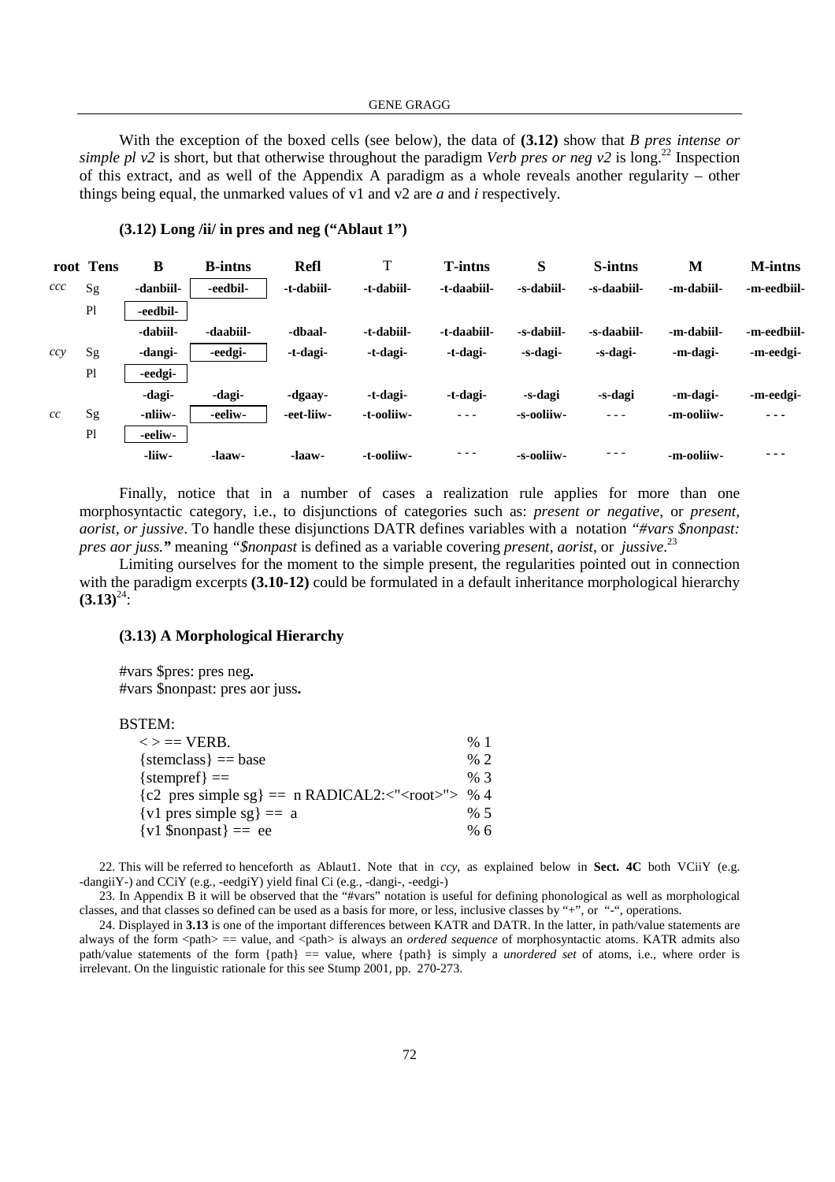With the exception of the boxed cells (see below), the data of **(3.12)** show that *B pres intense or simple pl v2* is short, but that otherwise throughout the paradigm *Verb pres or neg v2* is long.[22] Inspection of this extract, and as well of the Appendix A paradigm as a whole reveals another regularity – other things being equal, the unmarked values of v1 and v2 are *a* and *i* respectively.

**(3.12) Long /ii/ in pres and neg ("Ablaut 1")**

| root | Tens | B | B-intns | Refl | T | T-intns | S | S-intns | M | M-intns |
|---|---|---|---|---|---|---|---|---|---|---|
| *ccc* | Sg | -danbiil- | -eedbil- | -t-dabiil- | -t-dabiil- | -t-daabiil- | -s-dabiil- | -s-daabiil- | -m-dabiil- | -m-eedbiil- |
| | Pl | -eedbil- | | | | | | | | |
| | | -dabiil- | -daabiil- | -dbaal- | -t-dabiil- | -t-daabiil- | -s-dabiil- | -s-daabiil- | -m-dabiil- | -m-eedbiil- |
| *ccy* | Sg | -dangi- | -eedgi- | -t-dagi- | -t-dagi- | -t-dagi- | -s-dagi- | -s-dagi- | -m-dagi- | -m-eedgi- |
| | Pl | -eedgi- | | | | | | | | |
| | | -dagi- | -dagi- | -dgaay- | -t-dagi- | -t-dagi- | -s-dagi | -s-dagi | -m-dagi- | -m-eedgi- |
| *cc* | Sg | -nliiw- | -eeliw- | -eet-liiw- | -t-ooliiw- | - - - | -s-ooliiw- | - - - | -m-ooliiw- | - - - |
| | Pl | -eeliw- | | | | | | | | |
| | | -liiw- | -laaw- | -laaw- | -t-ooliiw- | - - - | -s-ooliiw- | - - - | -m-ooliiw- | - - - |

Finally, notice that in a number of cases a realization rule applies for more than one morphosyntactic category, i.e., to disjunctions of categories such as: *present or negative*, or *present, aorist, or jussive*. To handle these disjunctions DATR defines variables with a notation *"#vars $nonpast: pres aor juss."* meaning *"$nonpast* is defined as a variable covering *present, aorist,* or *jussive*.[23]

Limiting ourselves for the moment to the simple present, the regularities pointed out in connection with the paradigm excerpts **(3.10-12)** could be formulated in a default inheritance morphological hierarchy **(3.13)**[24]:

**(3.13) A Morphological Hierarchy**

```
#vars $pres: pres neg.
#vars $nonpast: pres aor juss.

BSTEM:
   < > == VERB.                                          % 1
   {stemclass} == base                                   % 2
   {stempref} ==                                         % 3
   {c2 pres simple sg} == n RADICAL2:<"<root>">          % 4
   {v1 pres simple sg} == a                              % 5
   {v1 $nonpast} == ee                                   % 6
```

22. This will be referred to henceforth as Ablaut1. Note that in *ccy*, as explained below in **Sect. 4C** both VCiiY (e.g. -dangiiY-) and CCiY (e.g., -eedgiY) yield final Ci (e.g., -dangi-, -eedgi-)

23. In Appendix B it will be observed that the "#vars" notation is useful for defining phonological as well as morphological classes, and that classes so defined can be used as a basis for more, or less, inclusive classes by "+", or "-", operations.

24. Displayed in **3.13** is one of the important differences between KATR and DATR. In the latter, in path/value statements are always of the form <path> == value, and <path> is always an *ordered sequence* of morphosyntactic atoms. KATR admits also path/value statements of the form {path} == value, where {path} is simply a *unordered set* of atoms, i.e., where order is irrelevant. On the linguistic rationale for this see Stump 2001, pp. 270-273.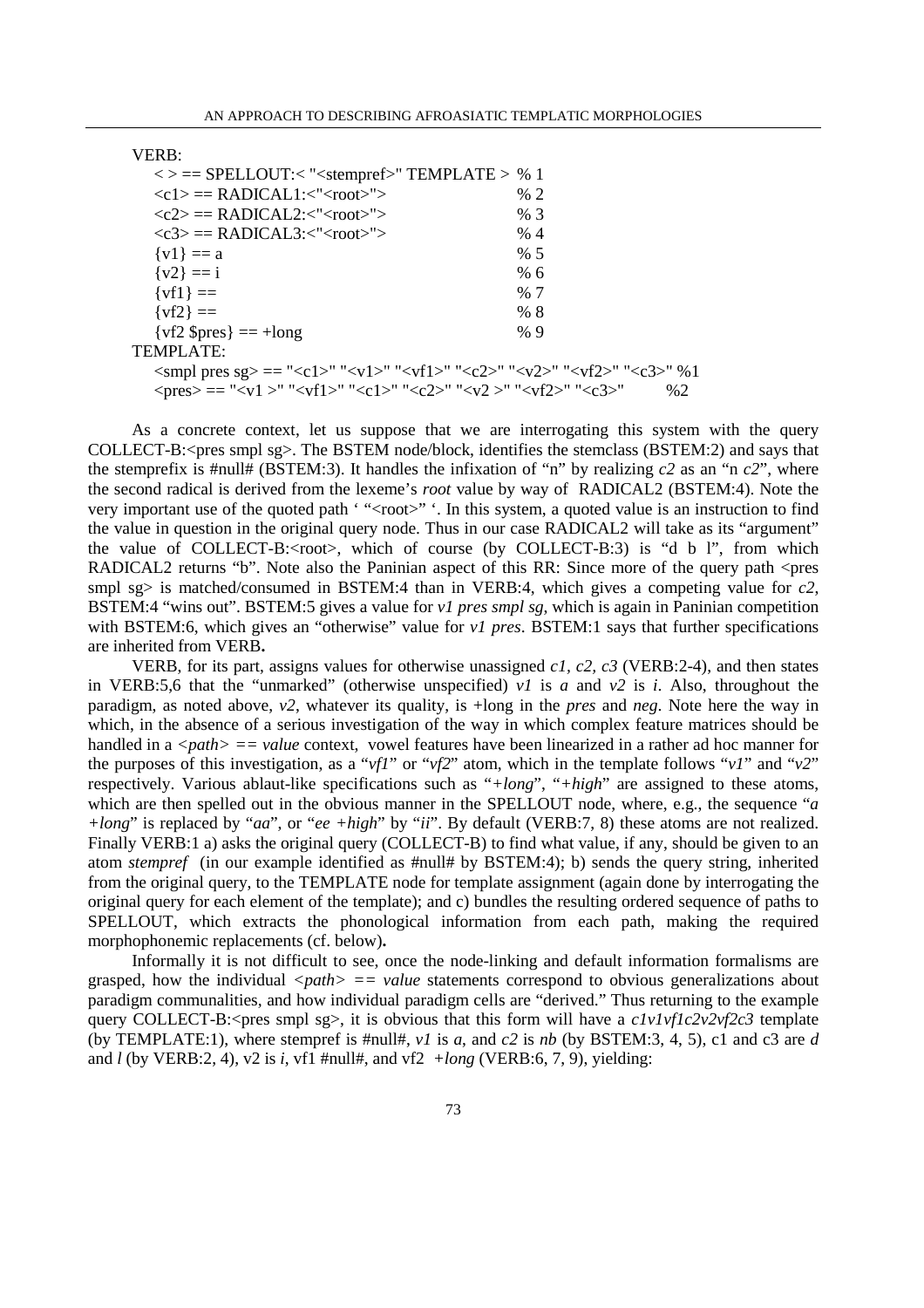```
VERB:
    < > == SPELLOUT:< "<stempref>" TEMPLATE >    % 1
    <c1> == RADICAL1:<"<root>">                   % 2
    <c2> == RADICAL2:<"<root>">                   % 3
    <c3> == RADICAL3:<"<root>">                   % 4
    {v1} == a                                     % 5
    {v2} == i                                     % 6
    {vf1} ==                                      % 7
    {vf2} ==                                      % 8
    {vf2 $pres} == +long                          % 9
TEMPLATE:
    <smpl pres sg> == "<c1>" "<v1>" "<vf1>" "<c2>" "<v2>" "<vf2>" "<c3>" %1
    <pres> == "<v1 >" "<vf1>" "<c1>" "<c2>" "<v2 >" "<vf2>" "<c3>"        %2
```

As a concrete context, let us suppose that we are interrogating this system with the query COLLECT-B:<pres smpl sg>. The BSTEM node/block, identifies the stemclass (BSTEM:2) and says that the stemprefix is #null# (BSTEM:3). It handles the infixation of "n" by realizing *c2* as an "n *c2*", where the second radical is derived from the lexeme's *root* value by way of RADICAL2 (BSTEM:4). Note the very important use of the quoted path ' "<root>" '. In this system, a quoted value is an instruction to find the value in question in the original query node. Thus in our case RADICAL2 will take as its "argument" the value of COLLECT-B:<root>, which of course (by COLLECT-B:3) is "d b l", from which RADICAL2 returns "b". Note also the Paninian aspect of this RR: Since more of the query path <pres smpl sg> is matched/consumed in BSTEM:4 than in VERB:4, which gives a competing value for *c2*, BSTEM:4 "wins out". BSTEM:5 gives a value for *v1 pres smpl sg*, which is again in Paninian competition with BSTEM:6, which gives an "otherwise" value for *v1 pres*. BSTEM:1 says that further specifications are inherited from VERB**.**

VERB, for its part, assigns values for otherwise unassigned *c1, c2, c3* (VERB:2-4), and then states in VERB:5,6 that the "unmarked" (otherwise unspecified) *v1* is *a* and *v2* is *i*. Also, throughout the paradigm, as noted above, *v2*, whatever its quality, is +long in the *pres* and *neg*. Note here the way in which, in the absence of a serious investigation of the way in which complex feature matrices should be handled in a *<path> == value* context, vowel features have been linearized in a rather ad hoc manner for the purposes of this investigation, as a "*vf1*" or "*vf2*" atom, which in the template follows "*v1*" and "*v2*" respectively. Various ablaut-like specifications such as "*+long*", "*+high*" are assigned to these atoms, which are then spelled out in the obvious manner in the SPELLOUT node, where, e.g., the sequence "*a +long*" is replaced by "*aa*", or "*ee +high*" by "*ii*". By default (VERB:7, 8) these atoms are not realized. Finally VERB:1 a) asks the original query (COLLECT-B) to find what value, if any, should be given to an atom *stempref* (in our example identified as #null# by BSTEM:4); b) sends the query string, inherited from the original query, to the TEMPLATE node for template assignment (again done by interrogating the original query for each element of the template); and c) bundles the resulting ordered sequence of paths to SPELLOUT, which extracts the phonological information from each path, making the required morphophonemic replacements (cf. below)**.**

Informally it is not difficult to see, once the node-linking and default information formalisms are grasped, how the individual *<path> == value* statements correspond to obvious generalizations about paradigm communalities, and how individual paradigm cells are "derived." Thus returning to the example query COLLECT-B:<pres smpl sg>, it is obvious that this form will have a *c1v1vf1c2v2vf2c3* template (by TEMPLATE:1), where stempref is #null#, *v1* is *a*, and *c2* is *nb* (by BSTEM:3, 4, 5), c1 and c3 are *d* and *l* (by VERB:2, 4), v2 is *i*, vf1 #null#, and vf2 *+long* (VERB:6, 7, 9), yielding: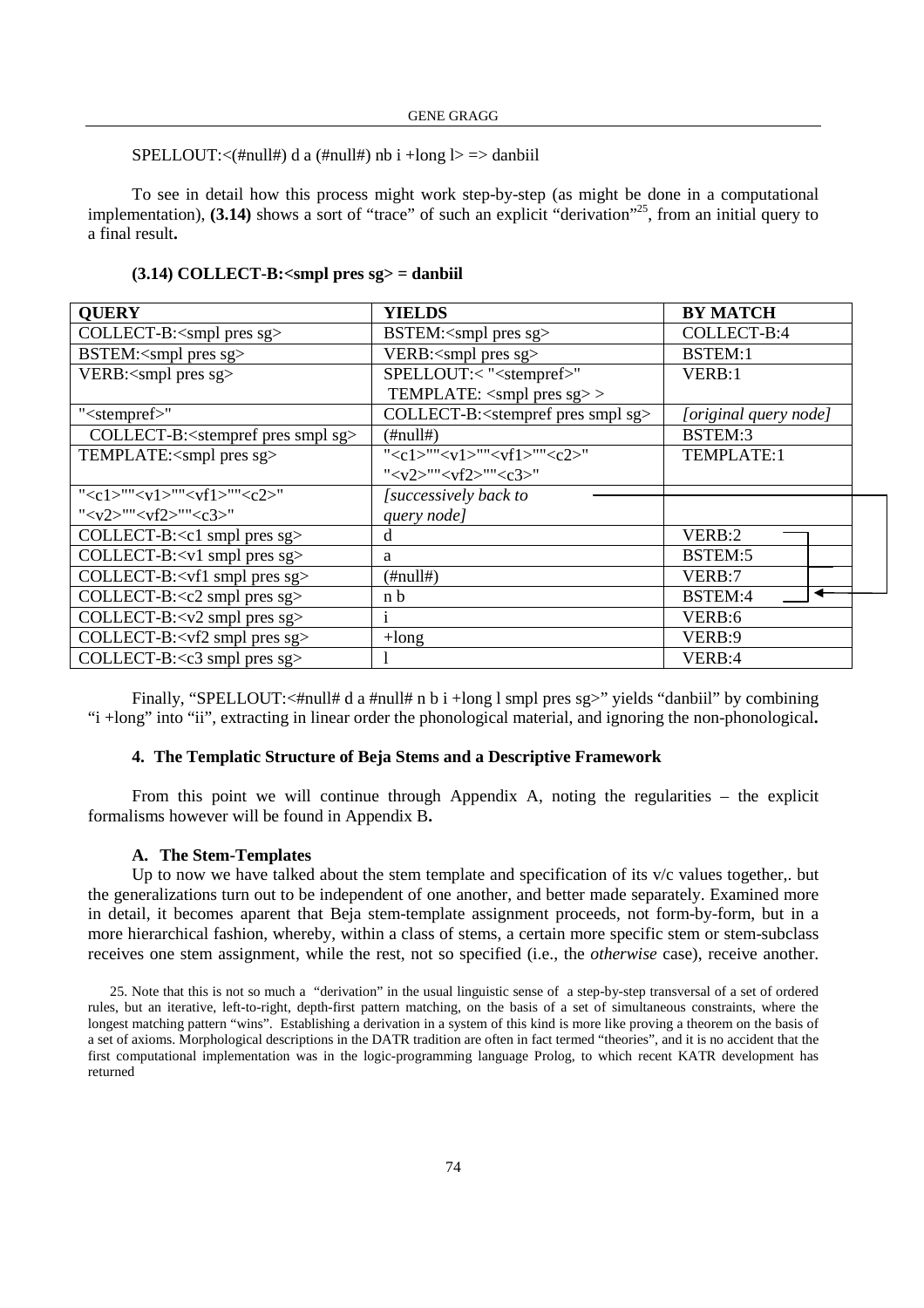SPELLOUT:<(#null#) d a (#null#) nb i +long l> => danbiil

To see in detail how this process might work step-by-step (as might be done in a computational implementation), **(3.14)** shows a sort of "trace" of such an explicit "derivation"[25], from an initial query to a final result**.**

**(3.14) COLLECT-B:<smpl pres sg> = danbiil**

| **QUERY** | **YIELDS** | **BY MATCH** |
|---|---|---|
| COLLECT-B:<smpl pres sg> | BSTEM:<smpl pres sg> | COLLECT-B:4 |
| BSTEM:<smpl pres sg> | VERB:<smpl pres sg> | BSTEM:1 |
| VERB:<smpl pres sg> | SPELLOUT:< "<stempref>" TEMPLATE: <smpl pres sg> > | VERB:1 |
| "<stempref>" | COLLECT-B:<stempref pres smpl sg> | *[original query node]* |
| COLLECT-B:<stempref pres smpl sg> | (#null#) | BSTEM:3 |
| TEMPLATE:<smpl pres sg> | "<c1>""<v1>""<vf1>""<c2>" "<v2>""<vf2>""<c3>" | TEMPLATE:1 |
| "<c1>""<v1>""<vf1>""<c2>" "<v2>""<vf2>""<c3>" | *[successively back to query node]* | |
| COLLECT-B:<c1 smpl pres sg> | d | VERB:2 |
| COLLECT-B:<v1 smpl pres sg> | a | BSTEM:5 |
| COLLECT-B:<vf1 smpl pres sg> | (#null#) | VERB:7 |
| COLLECT-B:<c2 smpl pres sg> | n b | BSTEM:4 |
| COLLECT-B:<v2 smpl pres sg> | i | VERB:6 |
| COLLECT-B:<vf2 smpl pres sg> | +long | VERB:9 |
| COLLECT-B:<c3 smpl pres sg> | l | VERB:4 |

Finally, "SPELLOUT:<#null# d a #null# n b i +long l smpl pres sg>" yields "danbiil" by combining "i +long" into "ii", extracting in linear order the phonological material, and ignoring the non-phonological**.**

### 4. The Templatic Structure of Beja Stems and a Descriptive Framework

From this point we will continue through Appendix A, noting the regularities – the explicit formalisms however will be found in Appendix B**.**

#### A. The Stem-Templates

Up to now we have talked about the stem template and specification of its v/c values together,. but the generalizations turn out to be independent of one another, and better made separately. Examined more in detail, it becomes aparent that Beja stem-template assignment proceeds, not form-by-form, but in a more hierarchical fashion, whereby, within a class of stems, a certain more specific stem or stem-subclass receives one stem assignment, while the rest, not so specified (i.e., the *otherwise* case), receive another.

25. Note that this is not so much a "derivation" in the usual linguistic sense of a step-by-step transversal of a set of ordered rules, but an iterative, left-to-right, depth-first pattern matching, on the basis of a set of simultaneous constraints, where the longest matching pattern "wins". Establishing a derivation in a system of this kind is more like proving a theorem on the basis of a set of axioms. Morphological descriptions in the DATR tradition are often in fact termed "theories", and it is no accident that the first computational implementation was in the logic-programming language Prolog, to which recent KATR development has returned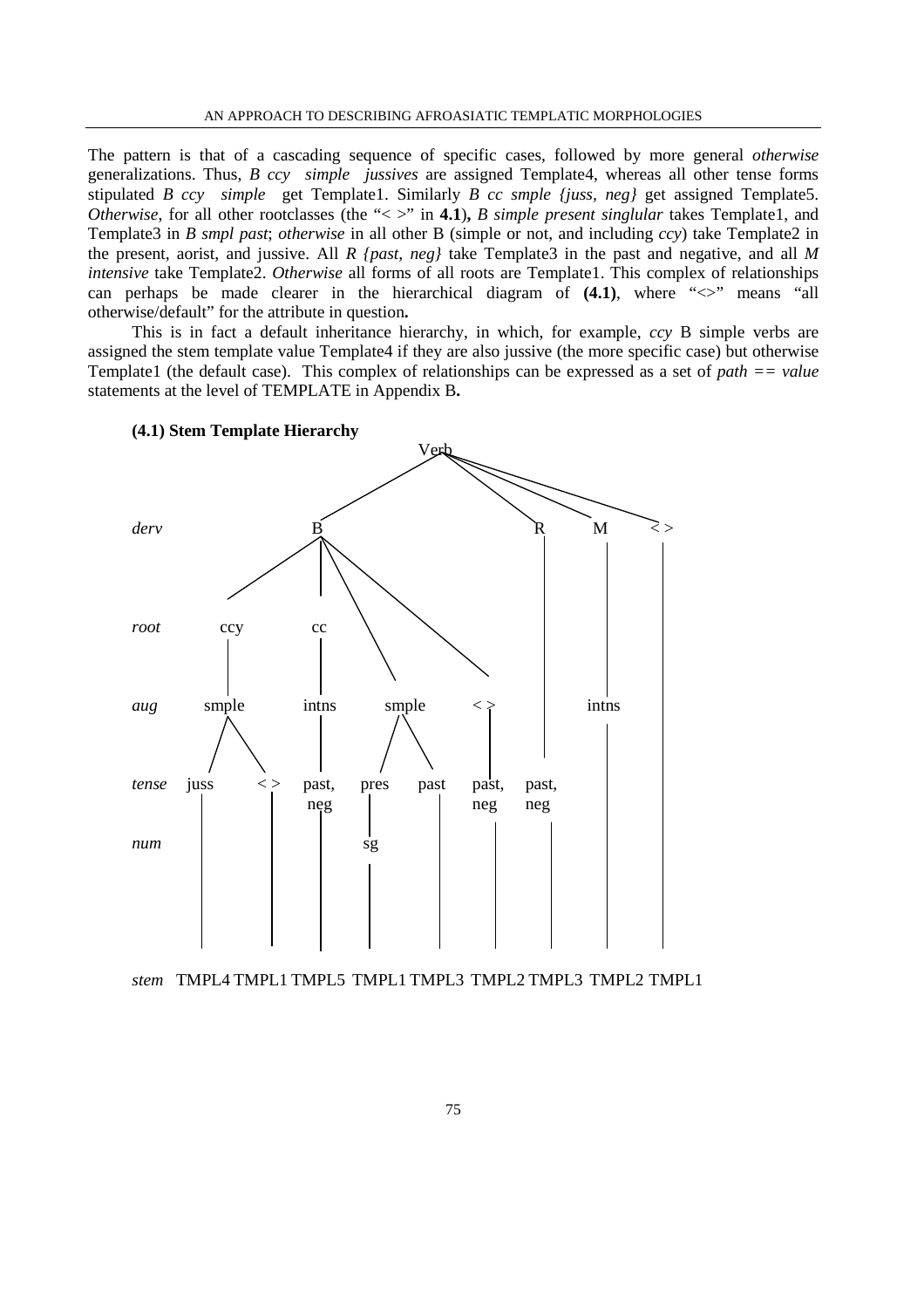The pattern is that of a cascading sequence of specific cases, followed by more general *otherwise* generalizations. Thus, *B ccy simple jussives* are assigned Template4, whereas all other tense forms stipulated *B ccy simple* get Template1. Similarly *B cc smple {juss, neg}* get assigned Template5. *Otherwise*, for all other rootclasses (the "< >" in **4.1**), *B simple present singlular* takes Template1, and Template3 in *B smpl past*; *otherwise* in all other B (simple or not, and including *ccy*) take Template2 in the present, aorist, and jussive. All *R {past, neg}* take Template3 in the past and negative, and all *M intensive* take Template2. *Otherwise* all forms of all roots are Template1. This complex of relationships can perhaps be made clearer in the hierarchical diagram of **(4.1)**, where "<>" means "all otherwise/default" for the attribute in question**.**

This is in fact a default inheritance hierarchy, in which, for example, *ccy* B simple verbs are assigned the stem template value Template4 if they are also jussive (the more specific case) but otherwise Template1 (the default case). This complex of relationships can be expressed as a set of *path == value* statements at the level of TEMPLATE in Appendix B**.**

**(4.1) Stem Template Hierarchy**

```
                                   Verb
                    _______________/ | \ \______
derv               B                 R   M    < >
         _________/|\______          |   |     |
root     ccy      cc    \     \      |   |     |
          |        |     \     \     |   |     |
aug      smple    intns  smple  < >  |  intns  |
         /   \     |     /  \    |   |   |     |
tense  juss  < >  past, pres past past, past,  |     |
                  neg                neg   neg  |     |
num                     sg                          
          |    |    |    |    |    |    |    |     |
stem   TMPL4 TMPL1 TMPL5 TMPL1 TMPL3 TMPL2 TMPL3 TMPL2 TMPL1
```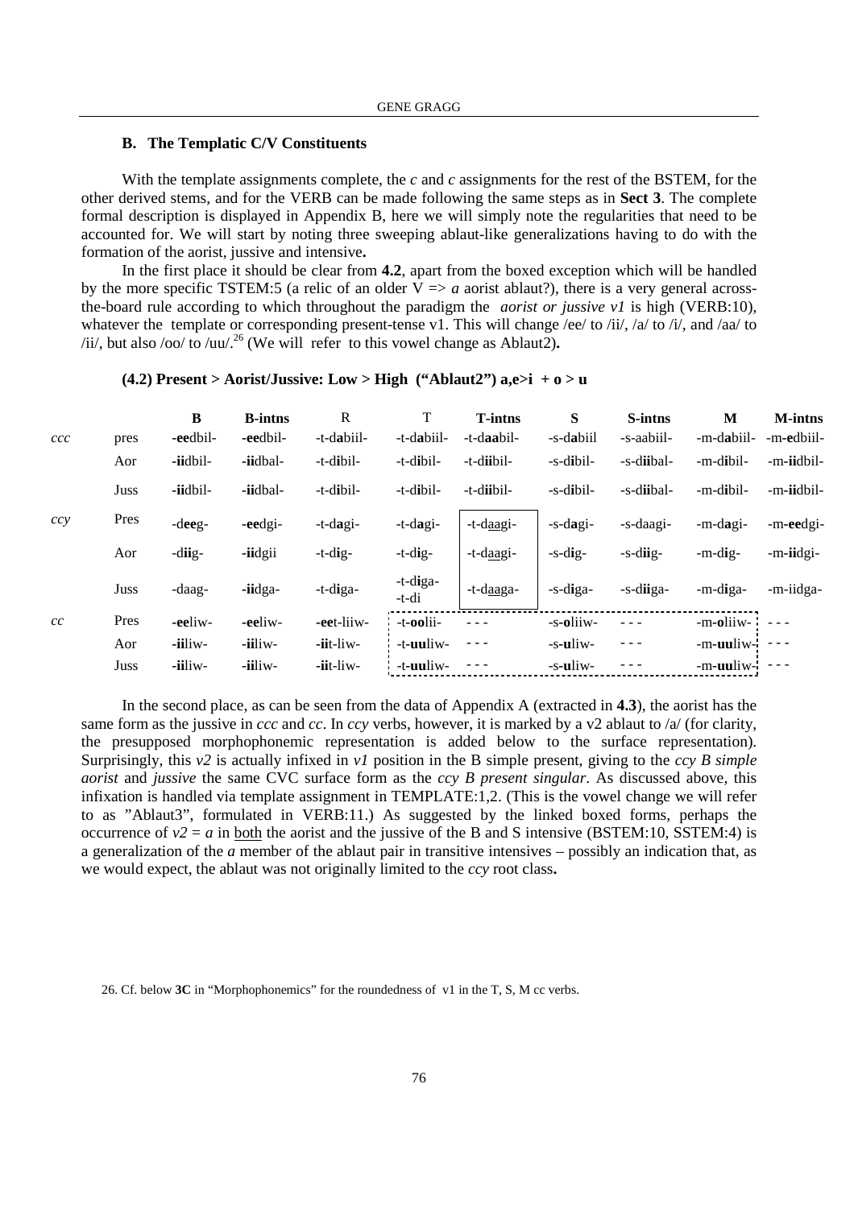### B. The Templatic C/V Constituents

With the template assignments complete, the *c* and *c* assignments for the rest of the BSTEM, for the other derived stems, and for the VERB can be made following the same steps as in **Sect 3**. The complete formal description is displayed in Appendix B, here we will simply note the regularities that need to be accounted for. We will start by noting three sweeping ablaut-like generalizations having to do with the formation of the aorist, jussive and intensive**.**

In the first place it should be clear from **4.2**, apart from the boxed exception which will be handled by the more specific TSTEM:5 (a relic of an older V => *a* aorist ablaut?), there is a very general across-the-board rule according to which throughout the paradigm the *aorist or jussive v1* is high (VERB:10), whatever the template or corresponding present-tense v1. This will change /ee/ to /ii/, /a/ to /i/, and /aa/ to /ii/, but also /oo/ to /uu/.[26] (We will refer to this vowel change as Ablaut2)**.**

**(4.2) Present > Aorist/Jussive: Low > High ("Ablaut2") a,e>i + o > u**

| | | B | B-intns | R | T | T-intns | S | S-intns | M | M-intns |
|---|---|---|---|---|---|---|---|---|---|---|
| *ccc* | pres | -**ee**dbil- | -**ee**dbil- | -t-d**a**biil- | -t-d**a**biil- | -t-d**aa**bil- | -s-d**a**biil | -s-aabiil- | -m-d**a**biil- | -m-**e**dbiil- |
| | Aor | -**ii**dbil- | -**ii**dbal- | -t-d**i**bil- | -t-d**i**bil- | -t-d**ii**bil- | -s-d**i**bil- | -s-d**ii**bal- | -m-d**i**bil- | -m-**ii**dbil- |
| | Juss | -**ii**dbil- | -**ii**dbal- | -t-d**i**bil- | -t-d**i**bil- | -t-d**ii**bil- | -s-d**i**bil- | -s-d**ii**bal- | -m-d**i**bil- | -m-**ii**dbil- |
| *ccy* | Pres | -d**ee**g- | -**ee**dgi- | -t-d**a**gi- | -t-d**a**gi- | -t-daagi- | -s-d**a**gi- | -s-daagi- | -m-d**a**gi- | -m-**ee**dgi- |
| | Aor | -d**ii**g- | -**ii**dgii | -t-d**i**g- | -t-d**i**g- | -t-daagi- | -s-d**i**g- | -s-d**ii**g- | -m-d**i**g- | -m-**ii**dgi- |
| | Juss | -daag- | -**ii**dga- | -t-d**i**ga- | -t-d**i**ga- -t-di | -t-daaga- | -s-d**i**ga- | -s-d**ii**ga- | -m-d**i**ga- | -m-iidga- |
| *cc* | Pres | -**ee**liw- | -**ee**liw- | -**ee**t-liiw- | -t-**oo**lii- | - - - | -s-**o**liiw- | - - - | -m-**o**liiw- | - - - |
| | Aor | -**ii**liw- | -**ii**liw- | -**ii**t-liw- | -t-**uu**liw- | - - - | -s-**u**liw- | - - - | -m-**uu**liw- | - - - |
| | Juss | -**ii**liw- | -**ii**liw- | -**ii**t-liw- | -t-**uu**liw- | - - - | -s-**u**liw- | - - - | -m-**uu**liw- | - - - |

In the second place, as can be seen from the data of Appendix A (extracted in **4.3**), the aorist has the same form as the jussive in *ccc* and *cc*. In *ccy* verbs, however, it is marked by a v2 ablaut to /a/ (for clarity, the presupposed morphophonemic representation is added below to the surface representation). Surprisingly, this *v2* is actually infixed in *v1* position in the B simple present, giving to the *ccy B simple aorist* and *jussive* the same CVC surface form as the *ccy B present singular*. As discussed above, this infixation is handled via template assignment in TEMPLATE:1,2. (This is the vowel change we will refer to as "Ablaut3", formulated in VERB:11.) As suggested by the linked boxed forms, perhaps the occurrence of *v2* = *a* in both the aorist and the jussive of the B and S intensive (BSTEM:10, SSTEM:4) is a generalization of the *a* member of the ablaut pair in transitive intensives – possibly an indication that, as we would expect, the ablaut was not originally limited to the *ccy* root class**.**

26. Cf. below **3C** in "Morphophonemics" for the roundedness of v1 in the T, S, M cc verbs.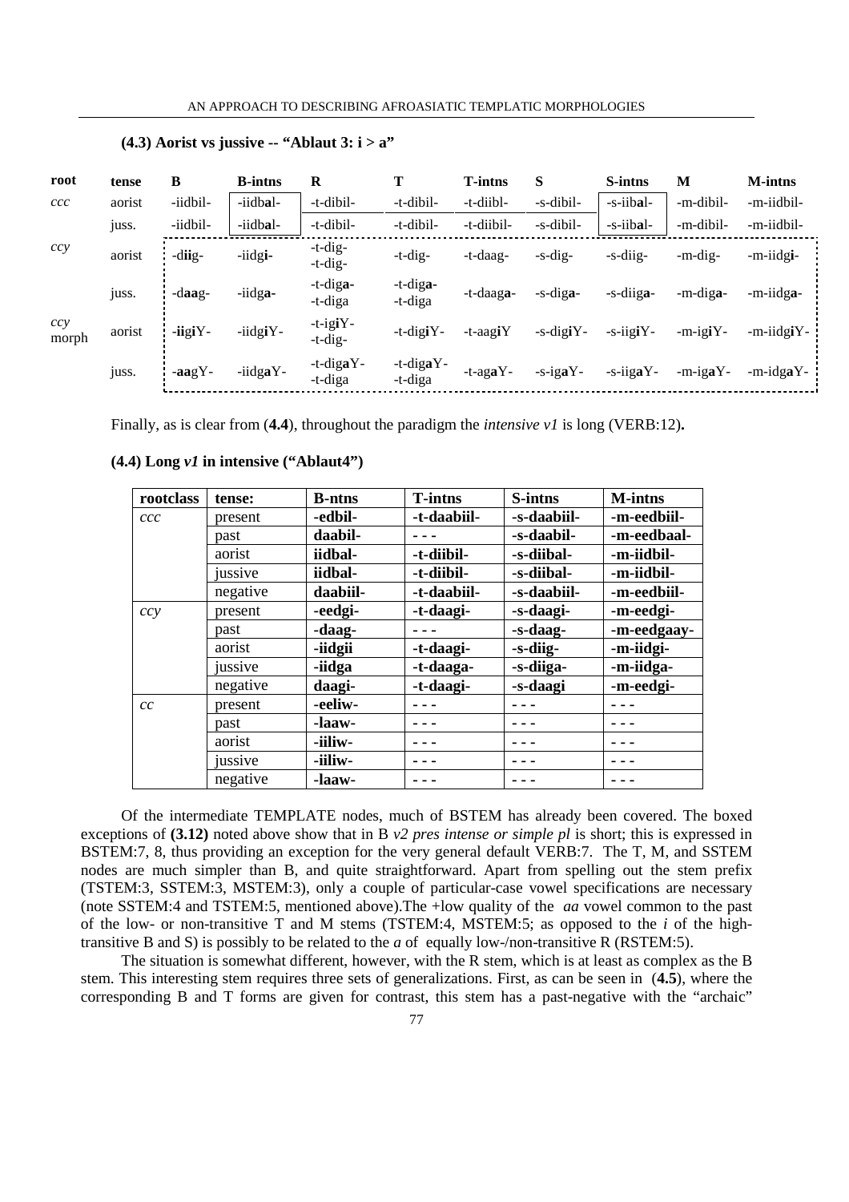**(4.3) Aorist vs jussive -- "Ablaut 3: i > a"**

| root | tense | B | B-intns | R | T | T-intns | S | S-intns | M | M-intns |
|---|---|---|---|---|---|---|---|---|---|---|
| *ccc* | aorist | -iidbil- | -iidb**a**l- | -t-dibil- | -t-dibil- | -t-diibl- | -s-dibil- | -s-iib**a**l- | -m-dibil- | -m-iidbil- |
| | juss. | -iidbil- | -iidb**a**l- | -t-dibil- | -t-dibil- | -t-diibil- | -s-dibil- | -s-iib**a**l- | -m-dibil- | -m-iidbil- |
| *ccy* | aorist | -d**i**ig- | -iidg**i**- | -t-dig- -t-dig- | -t-dig- | -t-daag- | -s-dig- | -s-diig- | -m-dig- | -m-iidg**i**- |
| | juss. | -d**a**ag- | -iidg**a**- | -t-dig**a**- -t-diga | -t-dig**a**- -t-diga | -t-daag**a**- | -s-dig**a**- | -s-diig**a**- | -m-dig**a**- | -m-iidg**a**- |
| *ccy* morph | aorist | -**i**igiY- | -iidg**i**Y- | -t-ig**i**Y- -t-dig- | -t-dig**i**Y- | -t-aag**i**Y | -s-dig**i**Y- | -s-iig**i**Y- | -m-ig**i**Y- | -m-iidg**i**Y- |
| | juss. | -**a**agY- | -iidg**a**Y- | -t-dig**a**Y- -t-diga | -t-dig**a**Y- -t-diga | -t-ag**a**Y- | -s-ig**a**Y- | -s-iig**a**Y- | -m-ig**a**Y- | -m-idg**a**Y- |

Finally, as is clear from (**4.4**), throughout the paradigm the *intensive v1* is long (VERB:12)**.**

**(4.4) Long *v1* in intensive ("Ablaut4")**

| rootclass | tense: | B-ntns | T-intns | S-intns | M-intns |
|---|---|---|---|---|---|
| *ccc* | present | **-edbil-** | **-t-daabiil-** | **-s-daabiil-** | **-m-eedbiil-** |
| | past | **daabil-** | **- - -** | **-s-daabil-** | **-m-eedbaal-** |
| | aorist | **iidbal-** | **-t-diibil-** | **-s-diibal-** | **-m-iidbil-** |
| | jussive | **iidbal-** | **-t-diibil-** | **-s-diibal-** | **-m-iidbil-** |
| | negative | **daabiil-** | **-t-daabiil-** | **-s-daabiil-** | **-m-eedbiil-** |
| *ccy* | present | **-eedgi-** | **-t-daagi-** | **-s-daagi-** | **-m-eedgi-** |
| | past | **-daag-** | **- - -** | **-s-daag-** | **-m-eedgaay-** |
| | aorist | **-iidgii** | **-t-daagi-** | **-s-diig-** | **-m-iidgi-** |
| | jussive | **-iidga** | **-t-daaga-** | **-s-diiga-** | **-m-iidga-** |
| | negative | **daagi-** | **-t-daagi-** | **-s-daagi** | **-m-eedgi-** |
| *cc* | present | **-eeliw-** | **- - -** | **- - -** | **- - -** |
| | past | **-laaw-** | **- - -** | **- - -** | **- - -** |
| | aorist | **-iiliw-** | **- - -** | **- - -** | **- - -** |
| | jussive | **-iiliw-** | **- - -** | **- - -** | **- - -** |
| | negative | **-laaw-** | **- - -** | **- - -** | **- - -** |

Of the intermediate TEMPLATE nodes, much of BSTEM has already been covered. The boxed exceptions of **(3.12)** noted above show that in B *v2 pres intense or simple pl* is short; this is expressed in BSTEM:7, 8, thus providing an exception for the very general default VERB:7. The T, M, and SSTEM nodes are much simpler than B, and quite straightforward. Apart from spelling out the stem prefix (TSTEM:3, SSTEM:3, MSTEM:3), only a couple of particular-case vowel specifications are necessary (note SSTEM:4 and TSTEM:5, mentioned above).The +low quality of the *aa* vowel common to the past of the low- or non-transitive T and M stems (TSTEM:4, MSTEM:5; as opposed to the *i* of the high-transitive B and S) is possibly to be related to the *a* of equally low-/non-transitive R (RSTEM:5).

The situation is somewhat different, however, with the R stem, which is at least as complex as the B stem. This interesting stem requires three sets of generalizations. First, as can be seen in (**4.5**), where the corresponding B and T forms are given for contrast, this stem has a past-negative with the "archaic"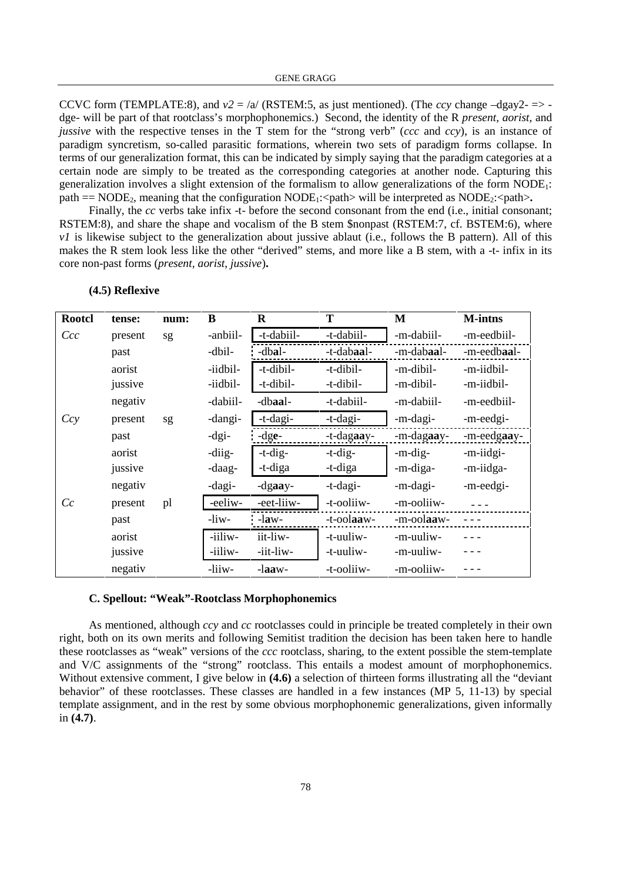CCVC form (TEMPLATE:8), and $v2$ = /a/ (RSTEM:5, as just mentioned). (The *ccy* change –dgay2- => -dge- will be part of that rootclass's morphophonemics.) Second, the identity of the R *present, aorist,* and *jussive* with the respective tenses in the T stem for the "strong verb" (*ccc* and *ccy*), is an instance of paradigm syncretism, so-called parasitic formations, wherein two sets of paradigm forms collapse. In terms of our generalization format, this can be indicated by simply saying that the paradigm categories at a certain node are simply to be treated as the corresponding categories at another node. Capturing this generalization involves a slight extension of the formalism to allow generalizations of the form $NODE_1$:path == $NODE_2$, meaning that the configuration $NODE_1$:<path> will be interpreted as $NODE_2$:<path>**.**

Finally, the *cc* verbs take infix -t- before the second consonant from the end (i.e., initial consonant; RSTEM:8), and share the shape and vocalism of the B stem $nonpast (RSTEM:7, cf. BSTEM:6), where $v1$ is likewise subject to the generalization about jussive ablaut (i.e., follows the B pattern). All of this makes the R stem look less like the other "derived" stems, and more like a B stem, with a -t- infix in its core non-past forms (*present, aorist, jussive*)**.**

**(4.5) Reflexive**

| Rootcl | tense: | num: | B | R | T | M | M-intns |
|---|---|---|---|---|---|---|---|
| *Ccc* | present | sg | -anbiil- | -t-dabiil- | -t-dabiil- | -m-dabiil- | -m-eedbiil- |
| | past | | -dbil- | -db**a**l- | -t-dab**aa**l- | -m-dab**aa**l- | -m-eedb**aa**l- |
| | aorist | | -iidbil- | -t-dibil- | -t-dibil- | -m-dibil- | -m-iidbil- |
| | jussive | | -iidbil- | -t-dibil- | -t-dibil- | -m-dibil- | -m-iidbil- |
| | negativ | | -dabiil- | -db**aa**l- | -t-dabiil- | -m-dabiil- | -m-eedbiil- |
| *Ccy* | present | sg | -dangi- | -t-dagi- | -t-dagi- | -m-dagi- | -m-eedgi- |
| | past | | -dgi- | -dg**e**- | -t-dag**aa**y- | -m-dag**aa**y- | -m-eedg**aa**y- |
| | aorist | | -diig- | -t-dig- | -t-dig- | -m-dig- | -m-iidgi- |
| | jussive | | -daag- | -t-diga | -t-diga | -m-diga- | -m-iidga- |
| | negativ | | -dagi- | -dg**aa**y- | -t-dagi- | -m-dagi- | -m-eedgi- |
| *Cc* | present | pl | -eeliw- | -eet-liiw- | -t-ooliiw- | -m-ooliiw- | - - - |
| | past | | -liw- | -l**a**w- | -t-ool**aa**w- | -m-ool**aa**w- | - - - |
| | aorist | | -iiliw- | iit-liw- | -t-uuliw- | -m-uuliw- | - - - |
| | jussive | | -iiliw- | -iit-liw- | -t-uuliw- | -m-uuliw- | - - - |
| | negativ | | -liiw- | -l**aa**w- | -t-ooliiw- | -m-ooliiw- | - - - |

### C. Spellout: "Weak"-Rootclass Morphophonemics

As mentioned, although *ccy* and *cc* rootclasses could in principle be treated completely in their own right, both on its own merits and following Semitist tradition the decision has been taken here to handle these rootclasses as "weak" versions of the *ccc* rootclass, sharing, to the extent possible the stem-template and V/C assignments of the "strong" rootclass. This entails a modest amount of morphophonemics. Without extensive comment, I give below in **(4.6)** a selection of thirteen forms illustrating all the "deviant behavior" of these rootclasses. These classes are handled in a few instances (MP 5, 11-13) by special template assignment, and in the rest by some obvious morphophonemic generalizations, given informally in **(4.7)**.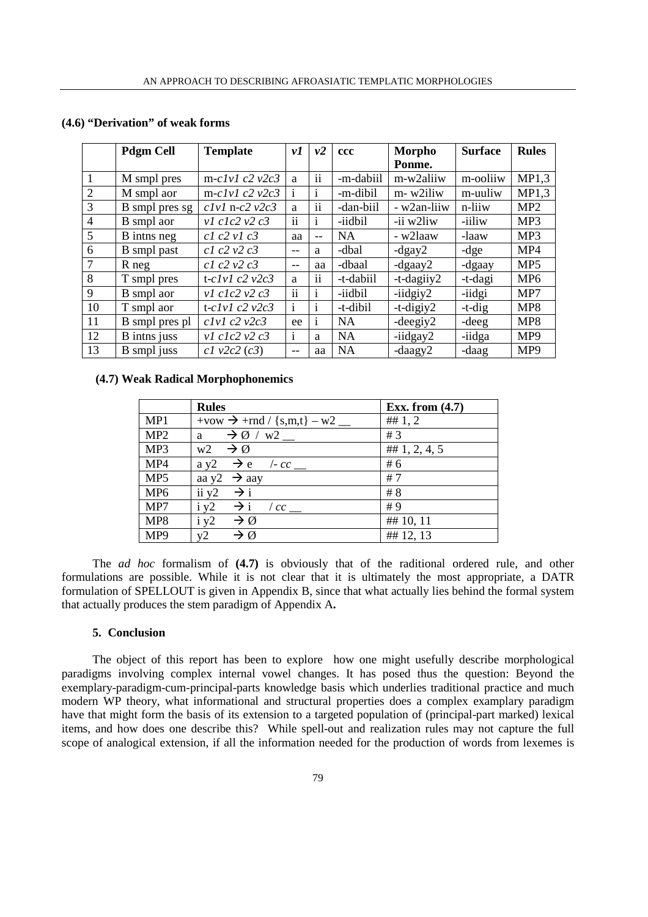**(4.6) "Derivation" of weak forms**

| | Pdgm Cell | Template | *v1* | *v2* | ccc | Morpho Ponme. | Surface | Rules |
|---|---|---|---|---|---|---|---|---|
| 1 | M smpl pres | m-*c1v1 c2 v2c3* | a | ii | -m-dabiil | m-w2aliiw | m-ooliiw | MP1,3 |
| 2 | M smpl aor | m-*c1v1 c2 v2c3* | i | i | -m-dibil | m- w2iliw | m-uuliw | MP1,3 |
| 3 | B smpl pres sg | *c1v1* n-*c2 v2c3* | a | ii | -dan-biil | - w2an-liiw | n-liiw | MP2 |
| 4 | B smpl aor | *v1 c1c2 v2 c3* | ii | i | -iidbil | -ii w2liw | -iiliw | MP3 |
| 5 | B intns neg | *c1 c2 v1 c3* | aa | -- | NA | - w2laaw | -laaw | MP3 |
| 6 | B smpl past | *c1 c2 v2 c3* | -- | a | -dbal | -dgay2 | -dge | MP4 |
| 7 | R neg | *c1 c2 v2 c3* | -- | aa | -dbaal | -dgaay2 | -dgaay | MP5 |
| 8 | T smpl pres | t-*c1v1 c2 v2c3* | a | ii | -t-dabiil | -t-dagiiy2 | -t-dagi | MP6 |
| 9 | B smpl aor | *v1 c1c2 v2 c3* | ii | i | -iidbil | -iidgiy2 | -iidgi | MP7 |
| 10 | T smpl aor | t-*c1v1 c2 v2c3* | i | i | -t-dibil | -t-digiy2 | -t-dig | MP8 |
| 11 | B smpl pres pl | *c1v1 c2 v2c3* | ee | i | NA | -deegiy2 | -deeg | MP8 |
| 12 | B intns juss | *v1 c1c2 v2 c3* | i | a | NA | -iidgay2 | -iidga | MP9 |
| 13 | B smpl juss | *c1 v2c2* (*c3*) | -- | aa | NA | -daagy2 | -daag | MP9 |

**(4.7) Weak Radical Morphophonemics**

| | Rules | Exx. from (4.7) |
|---|---|---|
| MP1 | +vow → +rnd / {s,m,t} – w2 __ | ## 1, 2 |
| MP2 | a → Ø / w2 __ | # 3 |
| MP3 | w2 → Ø | ## 1, 2, 4, 5 |
| MP4 | a y2 → e /- *cc* __ | # 6 |
| MP5 | aa y2 → aay | # 7 |
| MP6 | ii y2 → i | # 8 |
| MP7 | i y2 → i / *cc* __ | # 9 |
| MP8 | i y2 → Ø | ## 10, 11 |
| MP9 | y2 → Ø | ## 12, 13 |

The *ad hoc* formalism of **(4.7)** is obviously that of the raditional ordered rule, and other formulations are possible. While it is not clear that it is ultimately the most appropriate, a DATR formulation of SPELLOUT is given in Appendix B, since that what actually lies behind the formal system that actually produces the stem paradigm of Appendix A**.**

## 5. Conclusion

The object of this report has been to explore how one might usefully describe morphological paradigms involving complex internal vowel changes. It has posed thus the question: Beyond the exemplary-paradigm-cum-principal-parts knowledge basis which underlies traditional practice and much modern WP theory, what informational and structural properties does a complex examplary paradigm have that might form the basis of its extension to a targeted population of (principal-part marked) lexical items, and how does one describe this? While spell-out and realization rules may not capture the full scope of analogical extension, if all the information needed for the production of words from lexemes is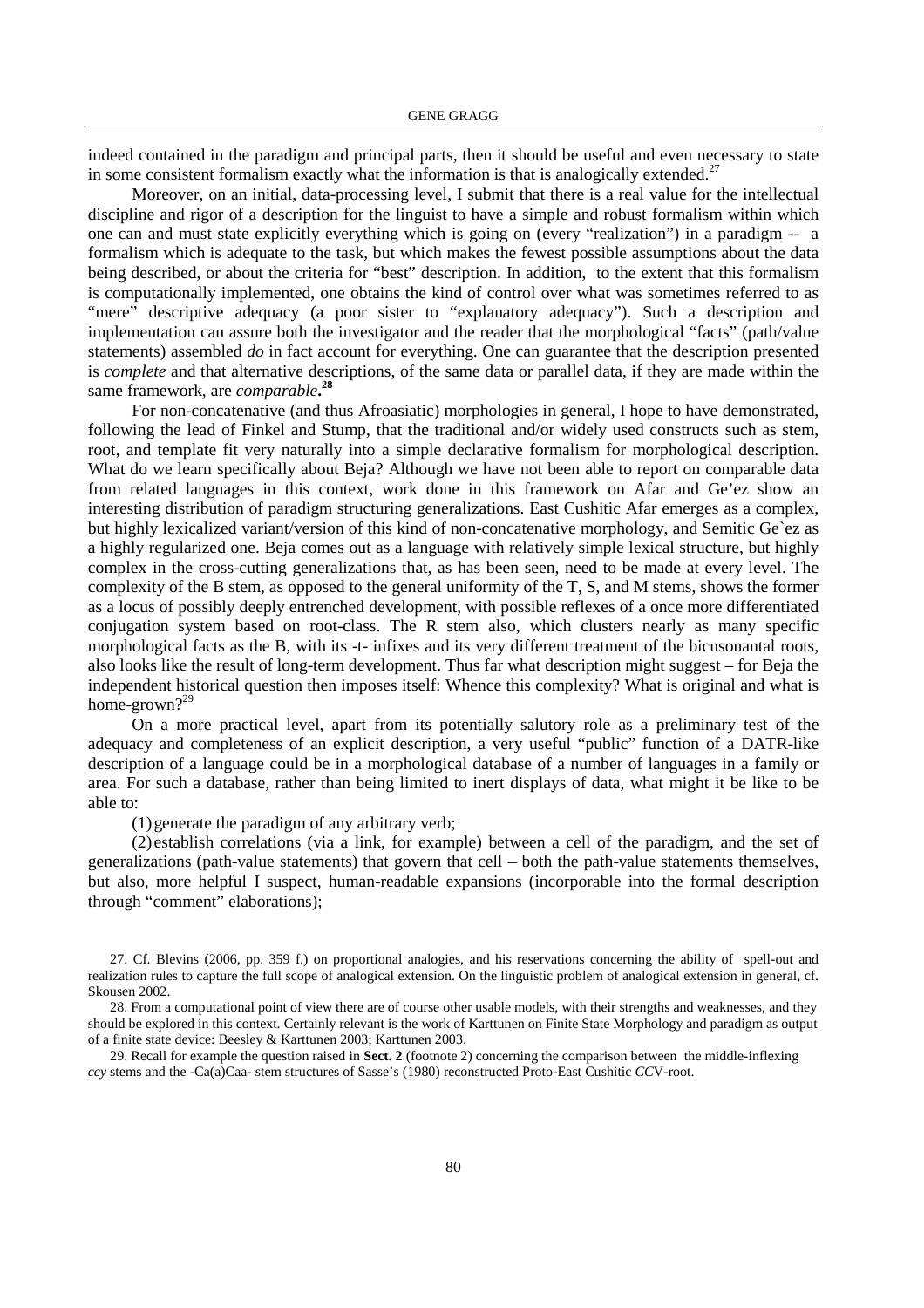indeed contained in the paradigm and principal parts, then it should be useful and even necessary to state in some consistent formalism exactly what the information is that is analogically extended.[27]

Moreover, on an initial, data-processing level, I submit that there is a real value for the intellectual discipline and rigor of a description for the linguist to have a simple and robust formalism within which one can and must state explicitly everything which is going on (every "realization") in a paradigm -- a formalism which is adequate to the task, but which makes the fewest possible assumptions about the data being described, or about the criteria for "best" description. In addition, to the extent that this formalism is computationally implemented, one obtains the kind of control over what was sometimes referred to as "mere" descriptive adequacy (a poor sister to "explanatory adequacy"). Such a description and implementation can assure both the investigator and the reader that the morphological "facts" (path/value statements) assembled *do* in fact account for everything. One can guarantee that the description presented is *complete* and that alternative descriptions, of the same data or parallel data, if they are made within the same framework, are *comparable*.**[28]**

For non-concatenative (and thus Afroasiatic) morphologies in general, I hope to have demonstrated, following the lead of Finkel and Stump, that the traditional and/or widely used constructs such as stem, root, and template fit very naturally into a simple declarative formalism for morphological description. What do we learn specifically about Beja? Although we have not been able to report on comparable data from related languages in this context, work done in this framework on Afar and Ge'ez show an interesting distribution of paradigm structuring generalizations. East Cushitic Afar emerges as a complex, but highly lexicalized variant/version of this kind of non-concatenative morphology, and Semitic Ge`ez as a highly regularized one. Beja comes out as a language with relatively simple lexical structure, but highly complex in the cross-cutting generalizations that, as has been seen, need to be made at every level. The complexity of the B stem, as opposed to the general uniformity of the T, S, and M stems, shows the former as a locus of possibly deeply entrenched development, with possible reflexes of a once more differentiated conjugation system based on root-class. The R stem also, which clusters nearly as many specific morphological facts as the B, with its -t- infixes and its very different treatment of the bicnsonantal roots, also looks like the result of long-term development. Thus far what description might suggest – for Beja the independent historical question then imposes itself: Whence this complexity? What is original and what is home-grown?[29]

On a more practical level, apart from its potentially salutory role as a preliminary test of the adequacy and completeness of an explicit description, a very useful "public" function of a DATR-like description of a language could be in a morphological database of a number of languages in a family or area. For such a database, rather than being limited to inert displays of data, what might it be like to be able to:

(1) generate the paradigm of any arbitrary verb;

(2) establish correlations (via a link, for example) between a cell of the paradigm, and the set of generalizations (path-value statements) that govern that cell – both the path-value statements themselves, but also, more helpful I suspect, human-readable expansions (incorporable into the formal description through "comment" elaborations);

27. Cf. Blevins (2006, pp. 359 f.) on proportional analogies, and his reservations concerning the ability of spell-out and realization rules to capture the full scope of analogical extension. On the linguistic problem of analogical extension in general, cf. Skousen 2002.

28. From a computational point of view there are of course other usable models, with their strengths and weaknesses, and they should be explored in this context. Certainly relevant is the work of Karttunen on Finite State Morphology and paradigm as output of a finite state device: Beesley & Karttunen 2003; Karttunen 2003.

29. Recall for example the question raised in **Sect. 2** (footnote 2) concerning the comparison between the middle-inflexing *ccy* stems and the -Ca(a)Caa- stem structures of Sasse's (1980) reconstructed Proto-East Cushitic *CC*V-root.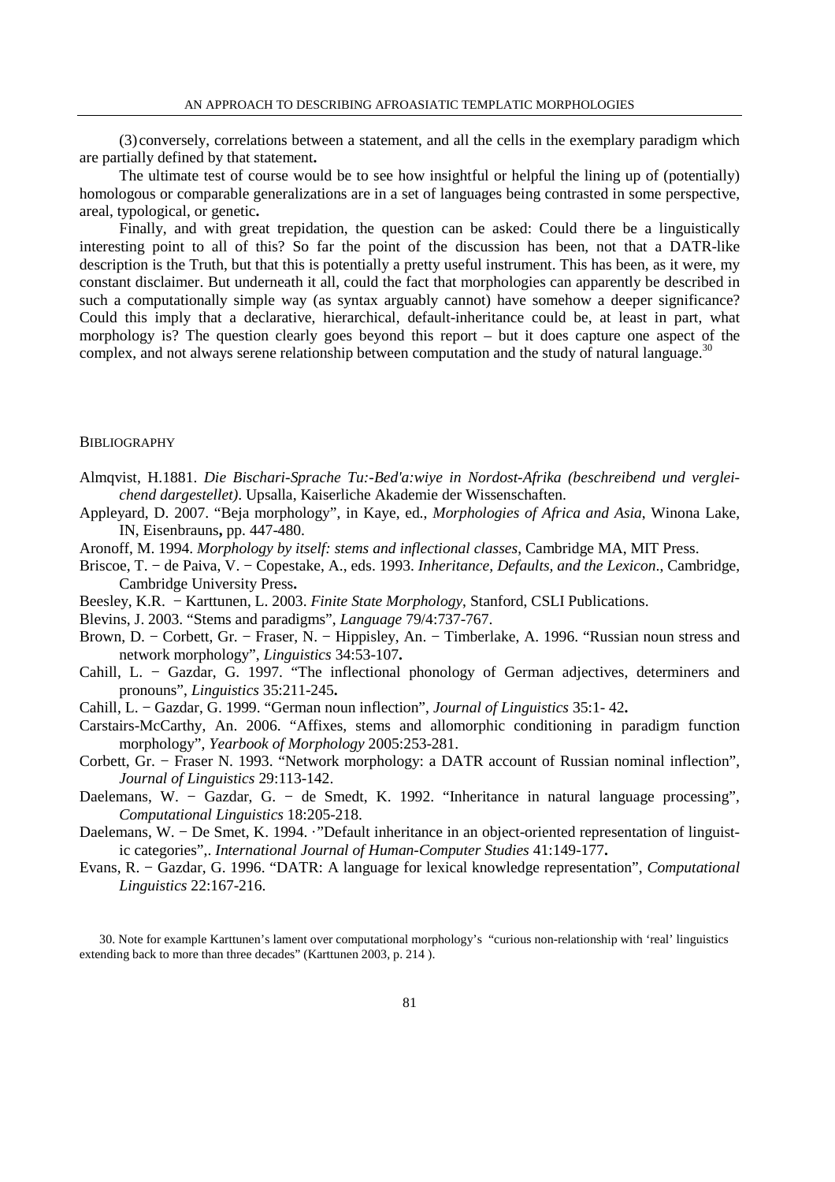(3) conversely, correlations between a statement, and all the cells in the exemplary paradigm which are partially defined by that statement**.**

The ultimate test of course would be to see how insightful or helpful the lining up of (potentially) homologous or comparable generalizations are in a set of languages being contrasted in some perspective, areal, typological, or genetic**.**

Finally, and with great trepidation, the question can be asked: Could there be a linguistically interesting point to all of this? So far the point of the discussion has been, not that a DATR-like description is the Truth, but that this is potentially a pretty useful instrument. This has been, as it were, my constant disclaimer. But underneath it all, could the fact that morphologies can apparently be described in such a computationally simple way (as syntax arguably cannot) have somehow a deeper significance? Could this imply that a declarative, hierarchical, default-inheritance could be, at least in part, what morphology is? The question clearly goes beyond this report – but it does capture one aspect of the complex, and not always serene relationship between computation and the study of natural language.[30]

## BIBLIOGRAPHY

Almqvist, H.1881. *Die Bischari-Sprache Tu:-Bed'a:wiye in Nordost-Afrika (beschreibend und vergleichend dargestellet)*. Upsalla, Kaiserliche Akademie der Wissenschaften.

Appleyard, D. 2007. "Beja morphology", in Kaye, ed., *Morphologies of Africa and Asia*, Winona Lake, IN, Eisenbrauns**,** pp. 447-480.

Aronoff, M. 1994. *Morphology by itself: stems and inflectional classes*, Cambridge MA, MIT Press.

Briscoe, T. − de Paiva, V. − Copestake, A., eds. 1993. *Inheritance, Defaults, and the Lexicon*., Cambridge, Cambridge University Press**.**

Beesley, K.R. − Karttunen, L. 2003. *Finite State Morphology*, Stanford, CSLI Publications.

Blevins, J. 2003. "Stems and paradigms", *Language* 79/4:737-767.

Brown, D. − Corbett, Gr. − Fraser, N. − Hippisley, An. − Timberlake, A. 1996. "Russian noun stress and network morphology", *Linguistics* 34:53-107**.**

Cahill, L. − Gazdar, G. 1997. "The inflectional phonology of German adjectives, determiners and pronouns", *Linguistics* 35:211-245**.**

Cahill, L. − Gazdar, G. 1999. "German noun inflection", *Journal of Linguistics* 35:1- 42**.**

Carstairs-McCarthy, An. 2006. "Affixes, stems and allomorphic conditioning in paradigm function morphology", *Yearbook of Morphology* 2005:253-281.

Corbett, Gr. − Fraser N. 1993. "Network morphology: a DATR account of Russian nominal inflection", *Journal of Linguistics* 29:113-142.

Daelemans, W. − Gazdar, G. − de Smedt, K. 1992. "Inheritance in natural language processing", *Computational Linguistics* 18:205-218.

Daelemans, W. − De Smet, K. 1994. ·"Default inheritance in an object-oriented representation of linguistic categories",. *International Journal of Human-Computer Studies* 41:149-177**.**

Evans, R. − Gazdar, G. 1996. "DATR: A language for lexical knowledge representation", *Computational Linguistics* 22:167-216.

30. Note for example Karttunen's lament over computational morphology's "curious non-relationship with 'real' linguistics extending back to more than three decades" (Karttunen 2003, p. 214 ).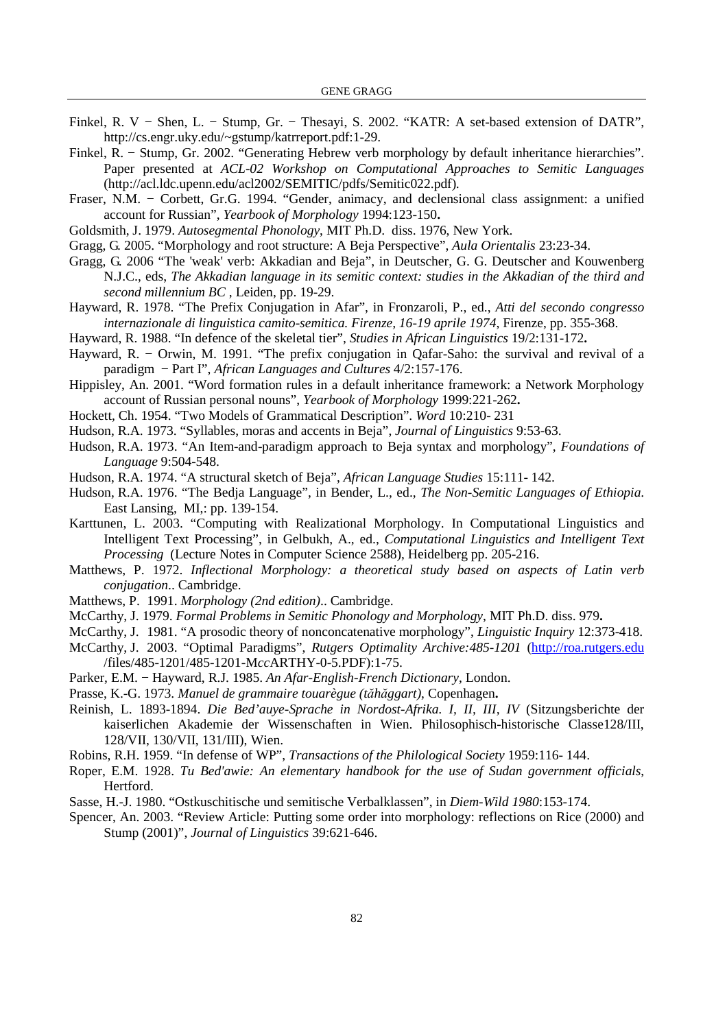Finkel, R. V − Shen, L. − Stump, Gr. − Thesayi, S. 2002. "KATR: A set-based extension of DATR", http://cs.engr.uky.edu/~gstump/katrreport.pdf:1-29.

Finkel, R. − Stump, Gr. 2002. "Generating Hebrew verb morphology by default inheritance hierarchies". Paper presented at *ACL-02 Workshop on Computational Approaches to Semitic Languages* (http://acl.ldc.upenn.edu/acl2002/SEMITIC/pdfs/Semitic022.pdf).

Fraser, N.M. − Corbett, Gr.G. 1994. "Gender, animacy, and declensional class assignment: a unified account for Russian", *Yearbook of Morphology* 1994:123-150**.**

Goldsmith, J. 1979. *Autosegmental Phonology*, MIT Ph.D. diss. 1976, New York.

Gragg, G. 2005. "Morphology and root structure: A Beja Perspective", *Aula Orientalis* 23:23-34.

Gragg, G. 2006 "The 'weak' verb: Akkadian and Beja", in Deutscher, G. G. Deutscher and Kouwenberg N.J.C., eds, *The Akkadian language in its semitic context: studies in the Akkadian of the third and second millennium BC* , Leiden, pp. 19-29.

Hayward, R. 1978. "The Prefix Conjugation in Afar", in Fronzaroli, P., ed., *Atti del secondo congresso internazionale di linguistica camito-semitica. Firenze, 16-19 aprile 1974*, Firenze, pp. 355-368.

Hayward, R. 1988. "In defence of the skeletal tier", *Studies in African Linguistics* 19/2:131-172**.**

Hayward, R. − Orwin, M. 1991. "The prefix conjugation in Qafar-Saho: the survival and revival of a paradigm − Part I", *African Languages and Cultures* 4/2:157-176.

Hippisley, An. 2001. "Word formation rules in a default inheritance framework: a Network Morphology account of Russian personal nouns", *Yearbook of Morphology* 1999:221-262**.**

Hockett, Ch. 1954. "Two Models of Grammatical Description". *Word* 10:210- 231

Hudson, R.A. 1973. "Syllables, moras and accents in Beja", *Journal of Linguistics* 9:53-63.

Hudson, R.A. 1973. "An Item-and-paradigm approach to Beja syntax and morphology", *Foundations of Language* 9:504-548.

Hudson, R.A. 1974. "A structural sketch of Beja", *African Language Studies* 15:111- 142.

Hudson, R.A. 1976. "The Bedja Language", in Bender, L., ed., *The Non-Semitic Languages of Ethiopia.* East Lansing, MI,: pp. 139-154.

Karttunen, L. 2003. "Computing with Realizational Morphology. In Computational Linguistics and Intelligent Text Processing", in Gelbukh, A., ed., *Computational Linguistics and Intelligent Text Processing* (Lecture Notes in Computer Science 2588), Heidelberg pp. 205-216.

Matthews, P. 1972. *Inflectional Morphology: a theoretical study based on aspects of Latin verb conjugation*.. Cambridge.

Matthews, P. 1991. *Morphology (2nd edition)*.. Cambridge.

McCarthy, J. 1979. *Formal Problems in Semitic Phonology and Morphology*, MIT Ph.D. diss. 979**.**

McCarthy, J. 1981. "A prosodic theory of nonconcatenative morphology", *Linguistic Inquiry* 12:373-418.

McCarthy, J. 2003. "Optimal Paradigms", *Rutgers Optimality Archive:485-1201* (http://roa.rutgers.edu /files/485-1201/485-1201-M*cc*ARTHY-0-5.PDF):1-75.

Parker, E.M. − Hayward, R.J. 1985. *An Afar-English-French Dictionary*, London.

Prasse, K.-G. 1973. *Manuel de grammaire touarègue (tăhăggart)*, Copenhagen**.**

Reinish, L. 1893-1894. *Die Bed'auye-Sprache in Nordost-Afrika. I, II, III, IV* (Sitzungsberichte der kaiserlichen Akademie der Wissenschaften in Wien. Philosophisch-historische Classe128/III, 128/VII, 130/VII, 131/III), Wien.

Robins, R.H. 1959. "In defense of WP", *Transactions of the Philological Society* 1959:116- 144.

Roper, E.M. 1928. *Tu Bed'awie: An elementary handbook for the use of Sudan government officials*, Hertford.

Sasse, H.-J. 1980. "Ostkuschitische und semitische Verbalklassen", in *Diem-Wild 1980*:153-174.

Spencer, An. 2003. "Review Article: Putting some order into morphology: reflections on Rice (2000) and Stump (2001)", *Journal of Linguistics* 39:621-646.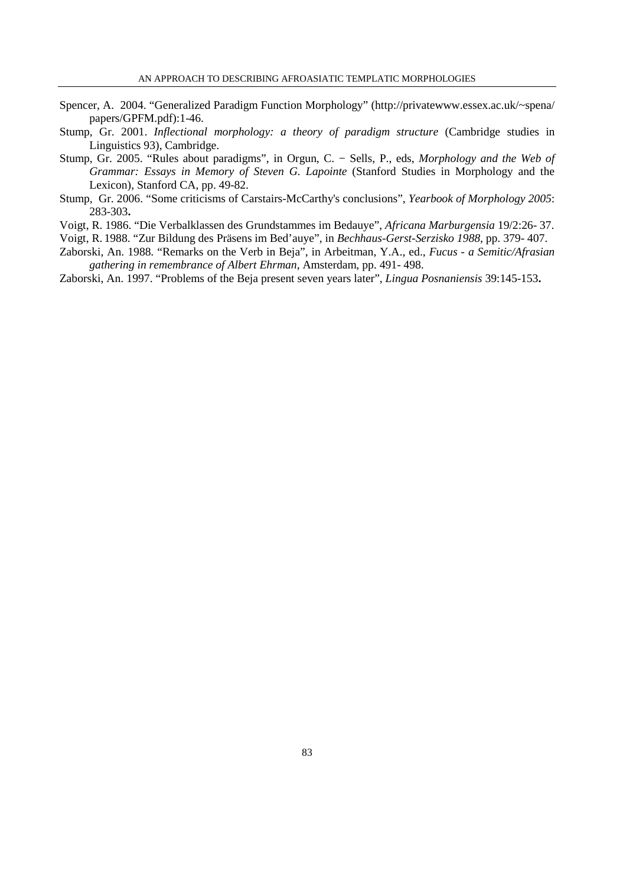Spencer, A. 2004. "Generalized Paradigm Function Morphology" (http://privatewww.essex.ac.uk/~spena/papers/GPFM.pdf):1-46.

Stump, Gr. 2001. *Inflectional morphology: a theory of paradigm structure* (Cambridge studies in Linguistics 93), Cambridge.

Stump, Gr. 2005. "Rules about paradigms", in Orgun, C. − Sells, P., eds, *Morphology and the Web of Grammar: Essays in Memory of Steven G. Lapointe* (Stanford Studies in Morphology and the Lexicon), Stanford CA, pp. 49-82.

Stump, Gr. 2006. "Some criticisms of Carstairs-McCarthy's conclusions", *Yearbook of Morphology 2005*: 283-303**.**

Voigt, R. 1986. "Die Verbalklassen des Grundstammes im Bedauye", *Africana Marburgensia* 19/2:26- 37.

Voigt, R. 1988. "Zur Bildung des Präsens im Bed'auye", in *Bechhaus-Gerst-Serzisko 1988*, pp. 379- 407.

Zaborski, An. 1988. "Remarks on the Verb in Beja", in Arbeitman, Y.A., ed., *Fucus - a Semitic/Afrasian gathering in remembrance of Albert Ehrman*, Amsterdam, pp. 491- 498.

Zaborski, An. 1997. "Problems of the Beja present seven years later", *Lingua Posnaniensis* 39:145-153**.**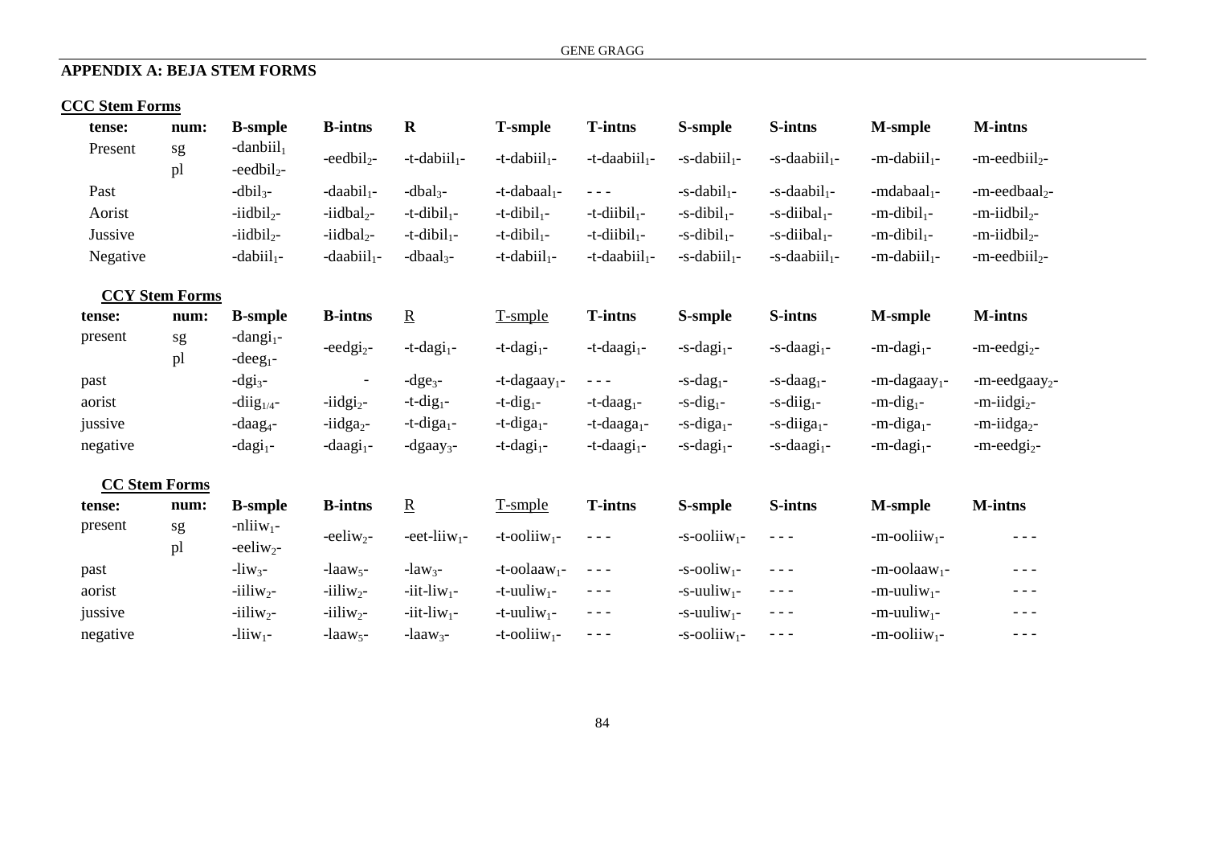## APPENDIX A: BEJA STEM FORMS

### CCC Stem Forms

| tense: | num: | B-smple | B-intns | R | T-smple | T-intns | S-smple | S-intns | M-smple | M-intns |
|---|---|---|---|---|---|---|---|---|---|---|
| Present | sg | -danbiil$_1$ | -eedbil$_2$- | -t-dabiil$_1$- | -t-dabiil$_1$- | -t-daabiil$_1$- | -s-dabiil$_1$- | -s-daabiil$_1$- | -m-dabiil$_1$- | -m-eedbiil$_2$- |
| | pl | -eedbil$_2$- | | | | | | | | |
| Past | | -dbil$_3$- | -daabil$_1$- | -dbal$_3$- | -t-dabaal$_1$- | - - - | -s-dabil$_1$- | -s-daabil$_1$- | -mdabaal$_1$- | -m-eedbaal$_2$- |
| Aorist | | -iidbil$_2$- | -iidbal$_2$- | -t-dibil$_1$- | -t-dibil$_1$- | -t-diibil$_1$- | -s-dibil$_1$- | -s-diibal$_1$- | -m-dibil$_1$- | -m-iidbil$_2$- |
| Jussive | | -iidbil$_2$- | -iidbal$_2$- | -t-dibil$_1$- | -t-dibil$_1$- | -t-diibil$_1$- | -s-dibil$_1$- | -s-diibal$_1$- | -m-dibil$_1$- | -m-iidbil$_2$- |
| Negative | | -dabiil$_1$- | -daabiil$_1$- | -dbaal$_3$- | -t-dabiil$_1$- | -t-daabiil$_1$- | -s-dabiil$_1$- | -s-daabiil$_1$- | -m-dabiil$_1$- | -m-eedbiil$_2$- |

### CCY Stem Forms

| tense: | num: | B-smple | B-intns | R | T-smple | T-intns | S-smple | S-intns | M-smple | M-intns |
|---|---|---|---|---|---|---|---|---|---|---|
| present | sg | -dangi$_1$- | -eedgi$_2$- | -t-dagi$_1$- | -t-dagi$_1$- | -t-daagi$_1$- | -s-dagi$_1$- | -s-daagi$_1$- | -m-dagi$_1$- | -m-eedgi$_2$- |
| | pl | -deeg$_1$- | | | | | | | | |
| past | | -dgi$_3$- | - | -dge$_3$- | -t-dagaay$_1$- | - - - | -s-dag$_1$- | -s-daag$_1$- | -m-dagaay$_1$- | -m-eedgaay$_2$- |
| aorist | | -diig$_{1/4}$- | -iidgi$_2$- | -t-dig$_1$- | -t-dig$_1$- | -t-daag$_1$- | -s-dig$_1$- | -s-diig$_1$- | -m-dig$_1$- | -m-iidgi$_2$- |
| jussive | | -daag$_4$- | -iidga$_2$- | -t-diga$_1$- | -t-diga$_1$- | -t-daaga$_1$- | -s-diga$_1$- | -s-diiga$_1$- | -m-diga$_1$- | -m-iidga$_2$- |
| negative | | -dagi$_1$- | -daagi$_1$- | -dgaay$_3$- | -t-dagi$_1$- | -t-daagi$_1$- | -s-dagi$_1$- | -s-daagi$_1$- | -m-dagi$_1$- | -m-eedgi$_2$- |

### CC Stem Forms

| tense: | num: | B-smple | B-intns | R | T-smple | T-intns | S-smple | S-intns | M-smple | M-intns |
|---|---|---|---|---|---|---|---|---|---|---|
| present | sg | -nliiw$_1$- | -eeliw$_2$- | -eet-liiw$_1$- | -t-ooliiw$_1$- | - - - | -s-ooliiw$_1$- | - - - | -m-ooliiw$_1$- | - - - |
| | pl | -eeliw$_2$- | | | | | | | | |
| past | | -liw$_3$- | -laaw$_5$- | -law$_3$- | -t-oolaaw$_1$- | - - - | -s-ooliw$_1$- | - - - | -m-oolaaw$_1$- | - - - |
| aorist | | -iiliw$_2$- | -iiliw$_2$- | -iit-liw$_1$- | -t-uuliw$_1$- | - - - | -s-uuliw$_1$- | - - - | -m-uuliw$_1$- | - - - |
| jussive | | -iiliw$_2$- | -iiliw$_2$- | -iit-liw$_1$- | -t-uuliw$_1$- | - - - | -s-uuliw$_1$- | - - - | -m-uuliw$_1$- | - - - |
| negative | | -liiw$_1$- | -laaw$_5$- | -laaw$_3$- | -t-ooliiw$_1$- | - - - | -s-ooliiw$_1$- | - - - | -m-ooliiw$_1$- | - - - |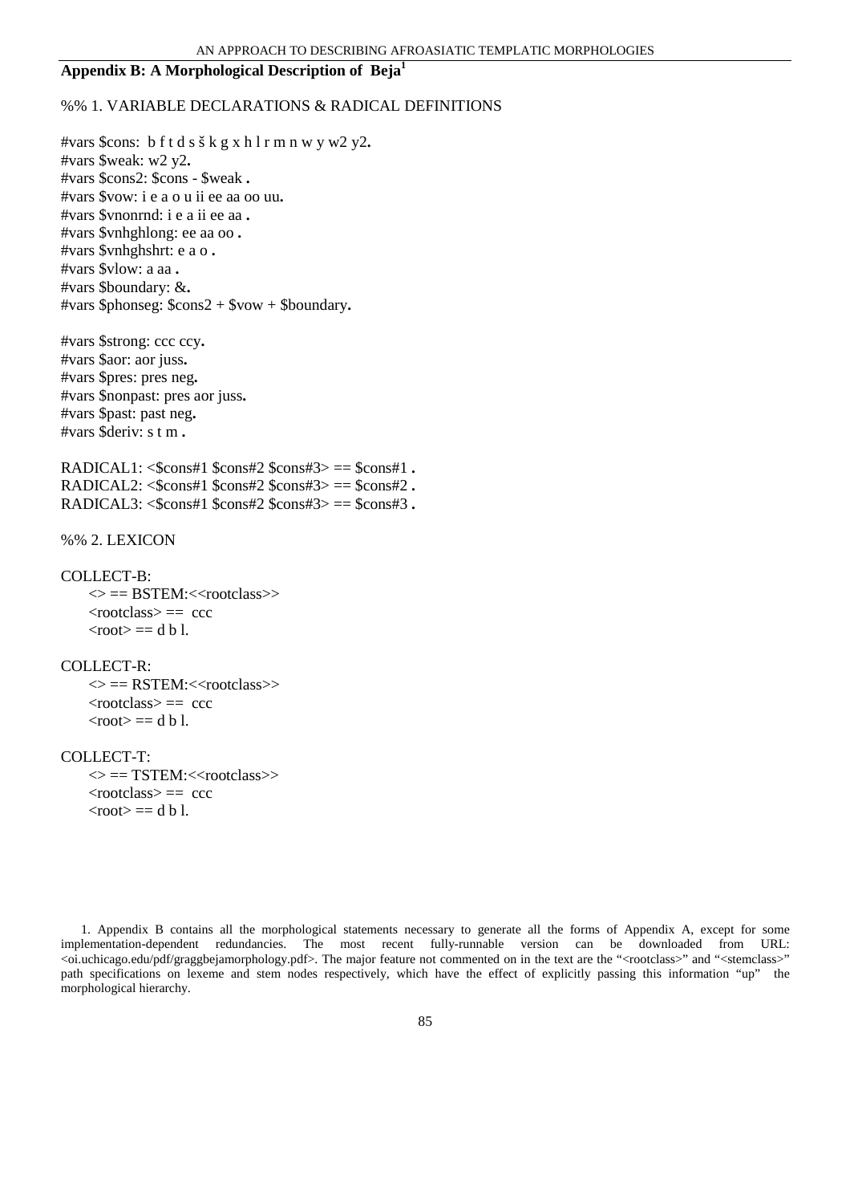## Appendix B: A Morphological Description of Beja[1]

%% 1. VARIABLE DECLARATIONS & RADICAL DEFINITIONS

```
#vars $cons:  b f t d s š k g x h l r m n w y w2 y2.
#vars $weak: w2 y2.
#vars $cons2: $cons - $weak .
#vars $vow: i e a o u ii ee aa oo uu.
#vars $vnonrnd: i e a ii ee aa .
#vars $vnhghlong: ee aa oo .
#vars $vnhghshrt: e a o .
#vars $vlow: a aa .
#vars $boundary: &.
#vars $phonseg: $cons2 + $vow + $boundary.

#vars $strong: ccc ccy.
#vars $aor: aor juss.
#vars $pres: pres neg.
#vars $nonpast: pres aor juss.
#vars $past: past neg.
#vars $deriv: s t m .

RADICAL1: <$cons#1 $cons#2 $cons#3> == $cons#1 .
RADICAL2: <$cons#1 $cons#2 $cons#3> == $cons#2 .
RADICAL3: <$cons#1 $cons#2 $cons#3> == $cons#3 .
```

%% 2. LEXICON

```
COLLECT-B:
    <> == BSTEM:<<rootclass>>
    <rootclass> ==  ccc
    <root> == d b l.

COLLECT-R:
    <> == RSTEM:<<rootclass>>
    <rootclass> ==  ccc
    <root> == d b l.

COLLECT-T:
    <> == TSTEM:<<rootclass>>
    <rootclass> ==  ccc
    <root> == d b l.
```

1. Appendix B contains all the morphological statements necessary to generate all the forms of Appendix A, except for some implementation-dependent redundancies. The most recent fully-runnable version can be downloaded from URL: <oi.uchicago.edu/pdf/graggbejamorphology.pdf>. The major feature not commented on in the text are the "<rootclass>" and "<stemclass>" path specifications on lexeme and stem nodes respectively, which have the effect of explicitly passing this information "up" the morphological hierarchy.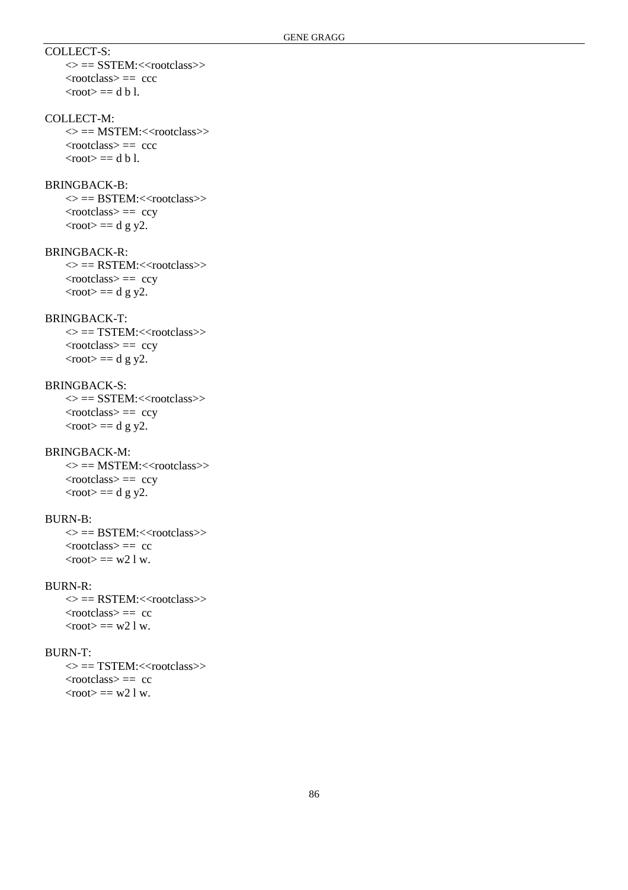COLLECT-S:

```
<> == SSTEM:<<rootclass>>
<rootclass> ==  ccc
<root> == d b l.
```

COLLECT-M:

```
<> == MSTEM:<<rootclass>>
<rootclass> ==  ccc
<root> == d b l.
```

BRINGBACK-B:

```
<> == BSTEM:<<rootclass>>
<rootclass> ==  ccy
<root> == d g y2.
```

BRINGBACK-R:

```
<> == RSTEM:<<rootclass>>
<rootclass> ==  ccy
<root> == d g y2.
```

BRINGBACK-T:

```
<> == TSTEM:<<rootclass>>
<rootclass> ==  ccy
<root> == d g y2.
```

BRINGBACK-S:

```
<> == SSTEM:<<rootclass>>
<rootclass> ==  ccy
<root> == d g y2.
```

BRINGBACK-M:

```
<> == MSTEM:<<rootclass>>
<rootclass> ==  ccy
<root> == d g y2.
```

BURN-B:

```
<> == BSTEM:<<rootclass>>
<rootclass> ==  cc
<root> == w2 l w.
```

BURN-R:

```
<> == RSTEM:<<rootclass>>
<rootclass> ==  cc
<root> == w2 l w.
```

BURN-T:

```
<> == TSTEM:<<rootclass>>
<rootclass> ==  cc
<root> == w2 l w.
```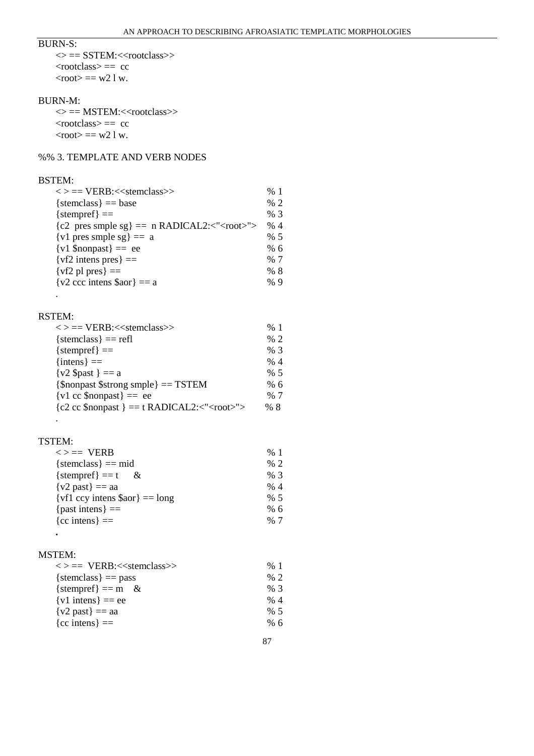```
BURN-S:
    <> == SSTEM:<<rootclass>>
    <rootclass> ==  cc
    <root> == w2 l w.

BURN-M:
    <> == MSTEM:<<rootclass>>
    <rootclass> ==  cc
    <root> == w2 l w.

%% 3. TEMPLATE AND VERB NODES

BSTEM:
    < > == VERB:<<stemclass>>                            % 1
    {stemclass} == base                                  % 2
    {stempref} ==                                        % 3
    {c2  pres smple sg} ==  n RADICAL2:<"<root>">        % 4
    {v1 pres smple sg} ==  a                             % 5
    {v1 $nonpast} ==  ee                                 % 6
    {vf2 intens pres} ==                                 % 7
    {vf2 pl pres} ==                                     % 8
    {v2 ccc intens $aor} == a                            % 9
    .

RSTEM:
    < > == VERB:<<stemclass>>                            % 1
    {stemclass} == refl                                  % 2
    {stempref} ==                                        % 3
    {intens} ==                                          % 4
    {v2 $past } == a                                     % 5
    {$nonpast $strong smple} == TSTEM                    % 6
    {v1 cc $nonpast} ==  ee                              % 7
    {c2 cc $nonpast } == t RADICAL2:<"<root>">           % 8
    .

TSTEM:
    < > ==  VERB                                         % 1
    {stemclass} == mid                                   % 2
    {stempref} == t     &                                % 3
    {v2 past} == aa                                      % 4
    {vf1 ccy intens $aor} == long                        % 5
    {past intens} ==                                     % 6
    {cc intens} ==                                       % 7
    .

MSTEM:
    < > ==  VERB:<<stemclass>>                           % 1
    {stemclass} == pass                                  % 2
    {stempref} == m   &                                  % 3
    {v1 intens} == ee                                    % 4
    {v2 past} == aa                                      % 5
    {cc intens} ==                                       % 6
```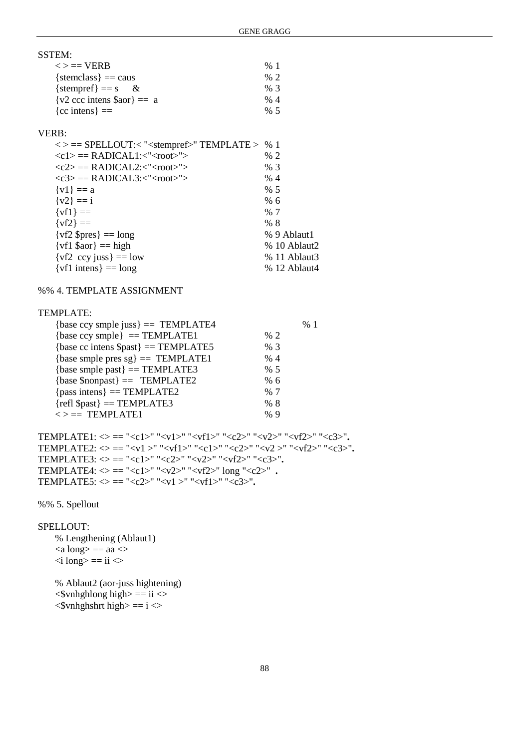```
SSTEM:
    < > == VERB                                   % 1
    {stemclass} == caus                           % 2
    {stempref} == s     &                         % 3
    {v2 ccc intens $aor} ==  a                    % 4
    {cc intens} ==                                % 5

VERB:
    < > == SPELLOUT:< "<stempref>" TEMPLATE >     % 1
    <c1> == RADICAL1:<"<root>">                   % 2
    <c2> == RADICAL2:<"<root>">                   % 3
    <c3> == RADICAL3:<"<root>">                   % 4
    {v1} == a                                     % 5
    {v2} == i                                     % 6
    {vf1} ==                                      % 7
    {vf2} ==                                      % 8
    {vf2 $pres} == long                           % 9 Ablaut1
    {vf1 $aor} == high                            % 10 Ablaut2
    {vf2  ccy juss} == low                        % 11 Ablaut3
    {vf1 intens} == long                          % 12 Ablaut4

%% 4. TEMPLATE ASSIGNMENT

TEMPLATE:
    {base ccy smple juss} ==  TEMPLATE4           % 1
    {base ccy smple}  == TEMPLATE1                % 2
    {base cc intens $past} == TEMPLATE5           % 3
    {base smple pres sg} ==  TEMPLATE1            % 4
    {base smple past} == TEMPLATE3                % 5
    {base $nonpast} ==   TEMPLATE2                % 6
    {pass intens} == TEMPLATE2                    % 7
    {refl $past} == TEMPLATE3                     % 8
    < > ==  TEMPLATE1                             % 9

TEMPLATE1: <> == "<c1>" "<v1>" "<vf1>" "<c2>" "<v2>" "<vf2>" "<c3>".
TEMPLATE2: <> == "<v1 >" "<vf1>" "<c1>" "<c2>" "<v2 >" "<vf2>" "<c3>".
TEMPLATE3: <> == "<c1>" "<c2>" "<v2>" "<vf2>" "<c3>".
TEMPLATE4: <> == "<c1>" "<v2>" "<vf2>" long "<c2>"  .
TEMPLATE5: <> == "<c2>" "<v1 >" "<vf1>" "<c3>".

%% 5. Spellout

SPELLOUT:
    % Lengthening (Ablaut1)
    <a long> == aa <>
    <i long> == ii <>

    % Ablaut2 (aor-juss hightening)
    <$vnhghlong high> == ii <>
    <$vnhghshrt high> == i <>
```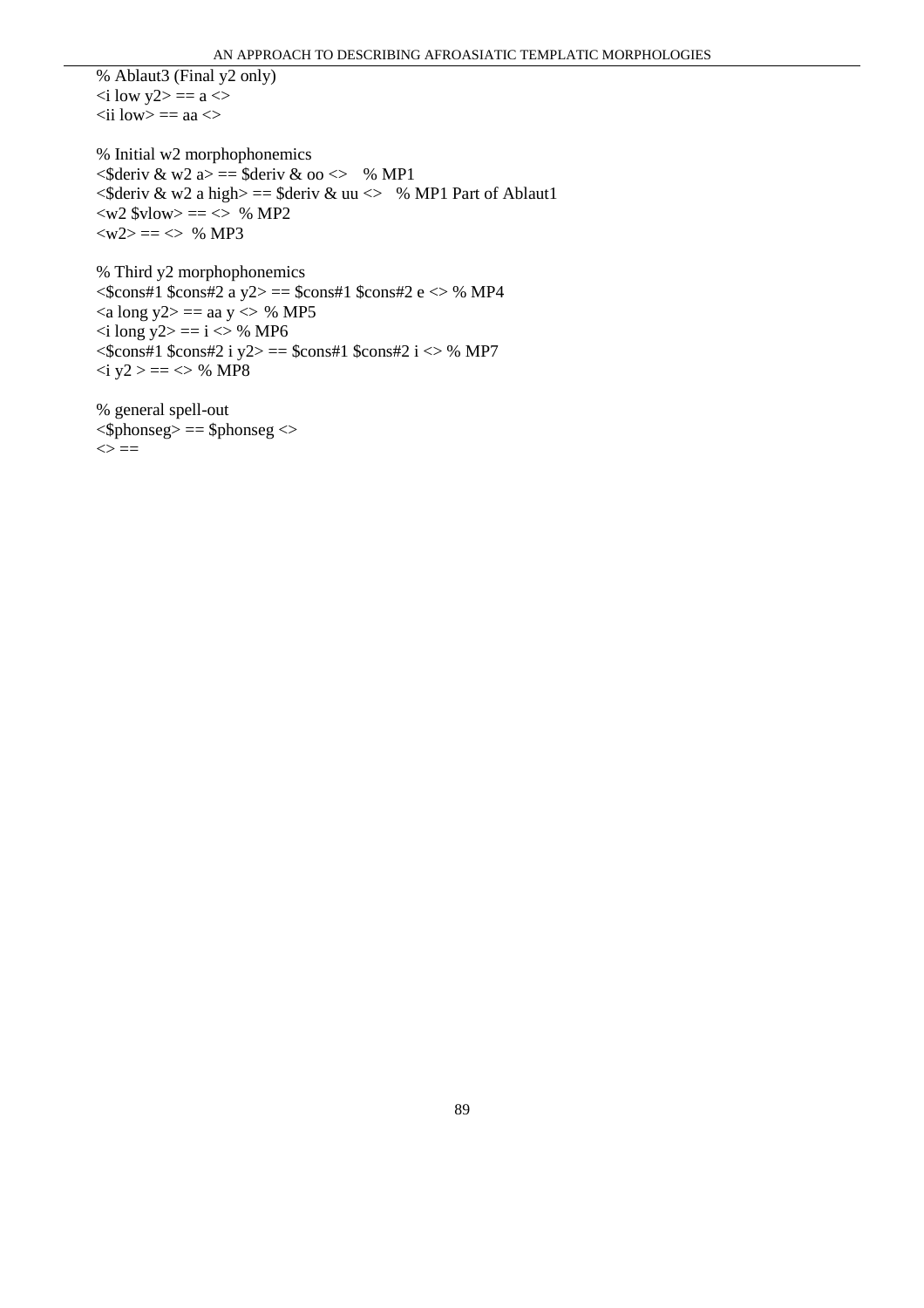```
% Ablaut3 (Final y2 only)
<i low y2> == a <>
<ii low> == aa <>

% Initial w2 morphophonemics
<$deriv & w2 a> == $deriv & oo <>   % MP1
<$deriv & w2 a high> == $deriv & uu <>   % MP1 Part of Ablaut1
<w2 $vlow> == <>  % MP2
<w2> == <>  % MP3

% Third y2 morphophonemics
<$cons#1 $cons#2 a y2> == $cons#1 $cons#2 e <> % MP4
<a long y2> == aa y <> % MP5
<i long y2> == i <> % MP6
<$cons#1 $cons#2 i y2> == $cons#1 $cons#2 i <> % MP7
<i y2 > == <> % MP8

% general spell-out
<$phonseg> == $phonseg <>
<> ==
```